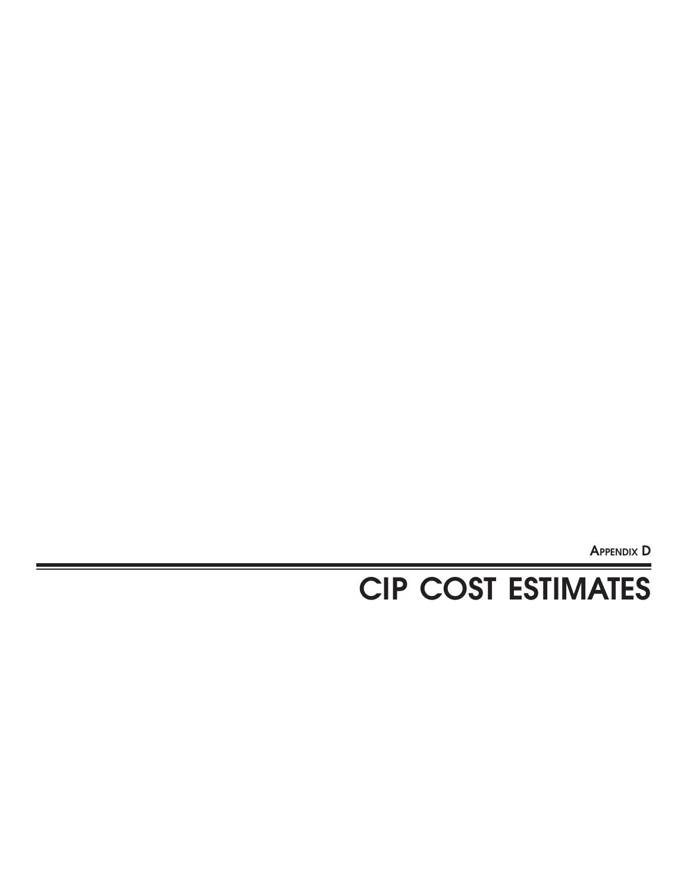Appendix D

# CIP COST ESTIMATES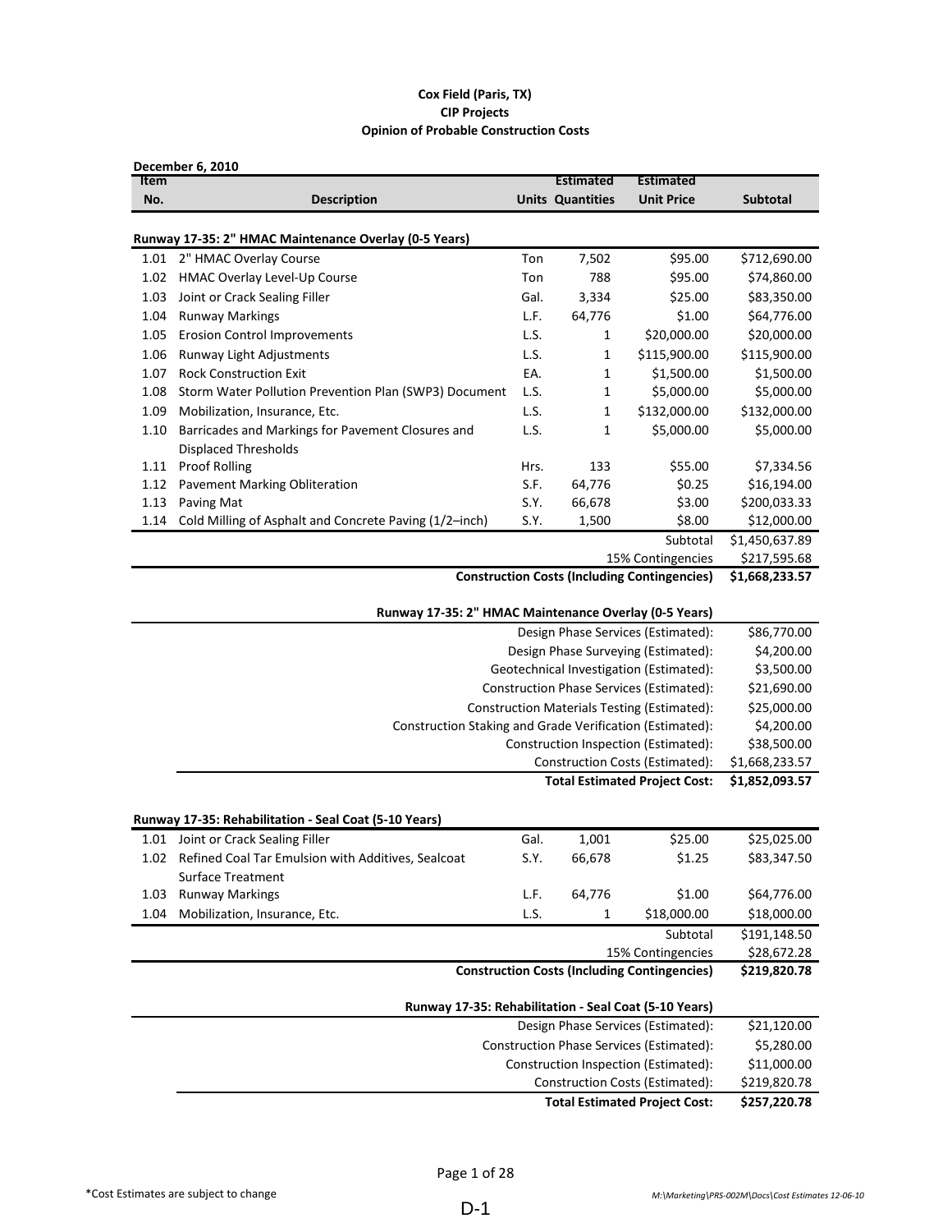**Cox Field (Paris, TX)**
**CIP Projects**
**Opinion of Probable Construction Costs**

**December 6, 2010**

| Item No. | Description | Units | Estimated Quantities | Estimated Unit Price | Subtotal |
|---|---|---|---|---|---|
| | **Runway 17-35: 2" HMAC Maintenance Overlay (0-5 Years)** | | | | |
| 1.01 | 2" HMAC Overlay Course | Ton | 7,502 | $95.00 | $712,690.00 |
| 1.02 | HMAC Overlay Level-Up Course | Ton | 788 | $95.00 | $74,860.00 |
| 1.03 | Joint or Crack Sealing Filler | Gal. | 3,334 | $25.00 | $83,350.00 |
| 1.04 | Runway Markings | L.F. | 64,776 | $1.00 | $64,776.00 |
| 1.05 | Erosion Control Improvements | L.S. | 1 | $20,000.00 | $20,000.00 |
| 1.06 | Runway Light Adjustments | L.S. | 1 | $115,900.00 | $115,900.00 |
| 1.07 | Rock Construction Exit | EA. | 1 | $1,500.00 | $1,500.00 |
| 1.08 | Storm Water Pollution Prevention Plan (SWP3) Document | L.S. | 1 | $5,000.00 | $5,000.00 |
| 1.09 | Mobilization, Insurance, Etc. | L.S. | 1 | $132,000.00 | $132,000.00 |
| 1.10 | Barricades and Markings for Pavement Closures and Displaced Thresholds | L.S. | 1 | $5,000.00 | $5,000.00 |
| 1.11 | Proof Rolling | Hrs. | 133 | $55.00 | $7,334.56 |
| 1.12 | Pavement Marking Obliteration | S.F. | 64,776 | $0.25 | $16,194.00 |
| 1.13 | Paving Mat | S.Y. | 66,678 | $3.00 | $200,033.33 |
| 1.14 | Cold Milling of Asphalt and Concrete Paving (1/2–inch) | S.Y. | 1,500 | $8.00 | $12,000.00 |
| | | | | Subtotal | $1,450,637.89 |
| | | | | 15% Contingencies | $217,595.68 |
| | | | | **Construction Costs (Including Contingencies)** | **$1,668,233.57** |

**Runway 17-35: 2" HMAC Maintenance Overlay (0-5 Years)**

| Item | Cost |
|---|---|
| Design Phase Services (Estimated): | $86,770.00 |
| Design Phase Surveying (Estimated): | $4,200.00 |
| Geotechnical Investigation (Estimated): | $3,500.00 |
| Construction Phase Services (Estimated): | $21,690.00 |
| Construction Materials Testing (Estimated): | $25,000.00 |
| Construction Staking and Grade Verification (Estimated): | $4,200.00 |
| Construction Inspection (Estimated): | $38,500.00 |
| Construction Costs (Estimated): | $1,668,233.57 |
| **Total Estimated Project Cost:** | **$1,852,093.57** |

| Item No. | Description | Units | Estimated Quantities | Estimated Unit Price | Subtotal |
|---|---|---|---|---|---|
| | **Runway 17-35: Rehabilitation - Seal Coat (5-10 Years)** | | | | |
| 1.01 | Joint or Crack Sealing Filler | Gal. | 1,001 | $25.00 | $25,025.00 |
| 1.02 | Refined Coal Tar Emulsion with Additives, Sealcoat Surface Treatment | S.Y. | 66,678 | $1.25 | $83,347.50 |
| 1.03 | Runway Markings | L.F. | 64,776 | $1.00 | $64,776.00 |
| 1.04 | Mobilization, Insurance, Etc. | L.S. | 1 | $18,000.00 | $18,000.00 |
| | | | | Subtotal | $191,148.50 |
| | | | | 15% Contingencies | $28,672.28 |
| | | | | **Construction Costs (Including Contingencies)** | **$219,820.78** |

**Runway 17-35: Rehabilitation - Seal Coat (5-10 Years)**

| Item | Cost |
|---|---|
| Design Phase Services (Estimated): | $21,120.00 |
| Construction Phase Services (Estimated): | $5,280.00 |
| Construction Inspection (Estimated): | $11,000.00 |
| Construction Costs (Estimated): | $219,820.78 |
| **Total Estimated Project Cost:** | **$257,220.78** |

D-1

*Cost Estimates are subject to change

M:\Marketing\PRS-002M\Docs\Cost Estimates 12-06-10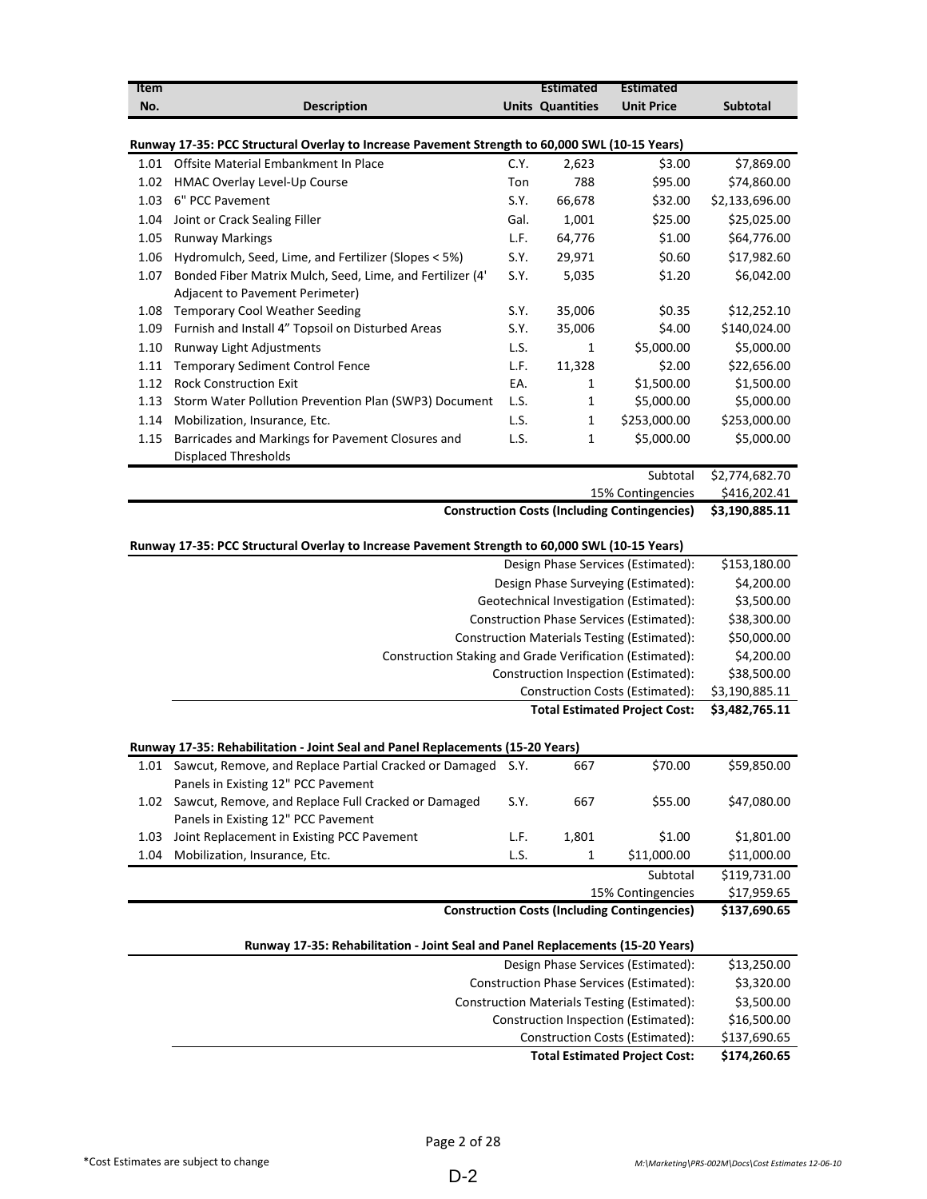| Item No. | Description | Units | Estimated Quantities | Estimated Unit Price | Subtotal |
|---|---|---|---|---|---|
| **Runway 17-35: PCC Structural Overlay to Increase Pavement Strength to 60,000 SWL (10-15 Years)** | | | | | |
| 1.01 | Offsite Material Embankment In Place | C.Y. | 2,623 | $3.00 | $7,869.00 |
| 1.02 | HMAC Overlay Level-Up Course | Ton | 788 | $95.00 | $74,860.00 |
| 1.03 | 6" PCC Pavement | S.Y. | 66,678 | $32.00 | $2,133,696.00 |
| 1.04 | Joint or Crack Sealing Filler | Gal. | 1,001 | $25.00 | $25,025.00 |
| 1.05 | Runway Markings | L.F. | 64,776 | $1.00 | $64,776.00 |
| 1.06 | Hydromulch, Seed, Lime, and Fertilizer (Slopes < 5%) | S.Y. | 29,971 | $0.60 | $17,982.60 |
| 1.07 | Bonded Fiber Matrix Mulch, Seed, Lime, and Fertilizer (4' Adjacent to Pavement Perimeter) | S.Y. | 5,035 | $1.20 | $6,042.00 |
| 1.08 | Temporary Cool Weather Seeding | S.Y. | 35,006 | $0.35 | $12,252.10 |
| 1.09 | Furnish and Install 4" Topsoil on Disturbed Areas | S.Y. | 35,006 | $4.00 | $140,024.00 |
| 1.10 | Runway Light Adjustments | L.S. | 1 | $5,000.00 | $5,000.00 |
| 1.11 | Temporary Sediment Control Fence | L.F. | 11,328 | $2.00 | $22,656.00 |
| 1.12 | Rock Construction Exit | EA. | 1 | $1,500.00 | $1,500.00 |
| 1.13 | Storm Water Pollution Prevention Plan (SWP3) Document | L.S. | 1 | $5,000.00 | $5,000.00 |
| 1.14 | Mobilization, Insurance, Etc. | L.S. | 1 | $253,000.00 | $253,000.00 |
| 1.15 | Barricades and Markings for Pavement Closures and Displaced Thresholds | L.S. | 1 | $5,000.00 | $5,000.00 |
| | | | | Subtotal | $2,774,682.70 |
| | | | | 15% Contingencies | $416,202.41 |
| | | | | **Construction Costs (Including Contingencies)** | **$3,190,885.11** |

**Runway 17-35: PCC Structural Overlay to Increase Pavement Strength to 60,000 SWL (10-15 Years)**

| Item | Cost |
|---|---|
| Design Phase Services (Estimated): | $153,180.00 |
| Design Phase Surveying (Estimated): | $4,200.00 |
| Geotechnical Investigation (Estimated): | $3,500.00 |
| Construction Phase Services (Estimated): | $38,300.00 |
| Construction Materials Testing (Estimated): | $50,000.00 |
| Construction Staking and Grade Verification (Estimated): | $4,200.00 |
| Construction Inspection (Estimated): | $38,500.00 |
| Construction Costs (Estimated): | $3,190,885.11 |
| **Total Estimated Project Cost:** | **$3,482,765.11** |

| Item No. | Description | Units | Estimated Quantities | Estimated Unit Price | Subtotal |
|---|---|---|---|---|---|
| **Runway 17-35: Rehabilitation - Joint Seal and Panel Replacements (15-20 Years)** | | | | | |
| 1.01 | Sawcut, Remove, and Replace Partial Cracked or Damaged Panels in Existing 12" PCC Pavement | S.Y. | 667 | $70.00 | $59,850.00 |
| 1.02 | Sawcut, Remove, and Replace Full Cracked or Damaged Panels in Existing 12" PCC Pavement | S.Y. | 667 | $55.00 | $47,080.00 |
| 1.03 | Joint Replacement in Existing PCC Pavement | L.F. | 1,801 | $1.00 | $1,801.00 |
| 1.04 | Mobilization, Insurance, Etc. | L.S. | 1 | $11,000.00 | $11,000.00 |
| | | | | Subtotal | $119,731.00 |
| | | | | 15% Contingencies | $17,959.65 |
| | | | | **Construction Costs (Including Contingencies)** | **$137,690.65** |

**Runway 17-35: Rehabilitation - Joint Seal and Panel Replacements (15-20 Years)**

| Item | Cost |
|---|---|
| Design Phase Services (Estimated): | $13,250.00 |
| Construction Phase Services (Estimated): | $3,320.00 |
| Construction Materials Testing (Estimated): | $3,500.00 |
| Construction Inspection (Estimated): | $16,500.00 |
| Construction Costs (Estimated): | $137,690.65 |
| **Total Estimated Project Cost:** | **$174,260.65** |

*Cost Estimates are subject to change

M:\Marketing\PRS-002M\Docs\Cost Estimates 12-06-10

D-2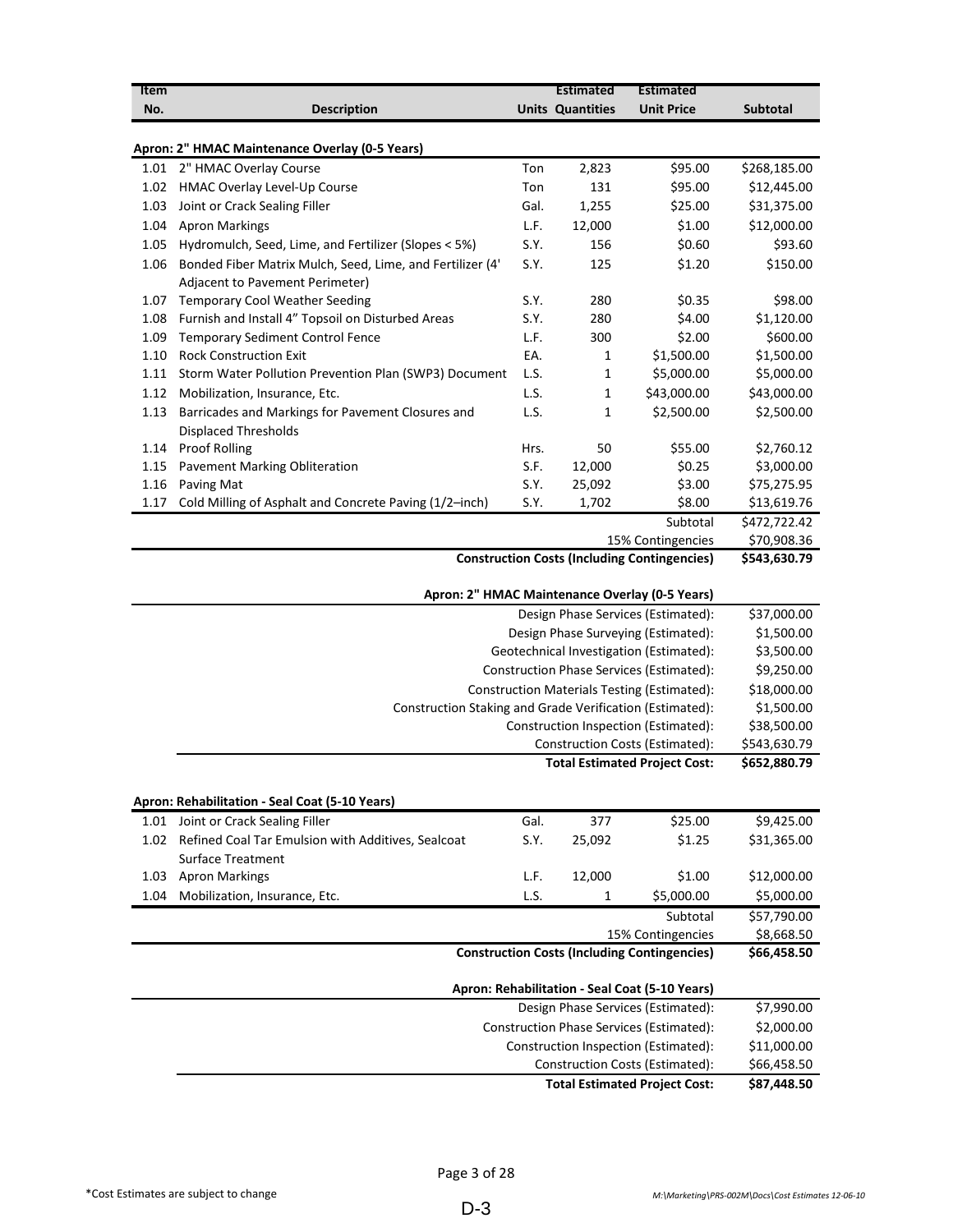| Item No. | Description | Units | Estimated Quantities | Estimated Unit Price | Subtotal |
|---|---|---|---|---|---|
| | **Apron: 2" HMAC Maintenance Overlay (0-5 Years)** | | | | |
| 1.01 | 2" HMAC Overlay Course | Ton | 2,823 | $95.00 | $268,185.00 |
| 1.02 | HMAC Overlay Level-Up Course | Ton | 131 | $95.00 | $12,445.00 |
| 1.03 | Joint or Crack Sealing Filler | Gal. | 1,255 | $25.00 | $31,375.00 |
| 1.04 | Apron Markings | L.F. | 12,000 | $1.00 | $12,000.00 |
| 1.05 | Hydromulch, Seed, Lime, and Fertilizer (Slopes < 5%) | S.Y. | 156 | $0.60 | $93.60 |
| 1.06 | Bonded Fiber Matrix Mulch, Seed, Lime, and Fertilizer (4' Adjacent to Pavement Perimeter) | S.Y. | 125 | $1.20 | $150.00 |
| 1.07 | Temporary Cool Weather Seeding | S.Y. | 280 | $0.35 | $98.00 |
| 1.08 | Furnish and Install 4" Topsoil on Disturbed Areas | S.Y. | 280 | $4.00 | $1,120.00 |
| 1.09 | Temporary Sediment Control Fence | L.F. | 300 | $2.00 | $600.00 |
| 1.10 | Rock Construction Exit | EA. | 1 | $1,500.00 | $1,500.00 |
| 1.11 | Storm Water Pollution Prevention Plan (SWP3) Document | L.S. | 1 | $5,000.00 | $5,000.00 |
| 1.12 | Mobilization, Insurance, Etc. | L.S. | 1 | $43,000.00 | $43,000.00 |
| 1.13 | Barricades and Markings for Pavement Closures and Displaced Thresholds | L.S. | 1 | $2,500.00 | $2,500.00 |
| 1.14 | Proof Rolling | Hrs. | 50 | $55.00 | $2,760.12 |
| 1.15 | Pavement Marking Obliteration | S.F. | 12,000 | $0.25 | $3,000.00 |
| 1.16 | Paving Mat | S.Y. | 25,092 | $3.00 | $75,275.95 |
| 1.17 | Cold Milling of Asphalt and Concrete Paving (1/2–inch) | S.Y. | 1,702 | $8.00 | $13,619.76 |
| | | | | Subtotal | $472,722.42 |
| | | | | 15% Contingencies | $70,908.36 |
| | | | | **Construction Costs (Including Contingencies)** | **$543,630.79** |

| **Apron: 2" HMAC Maintenance Overlay (0-5 Years)** | |
|---|---|
| Design Phase Services (Estimated): | $37,000.00 |
| Design Phase Surveying (Estimated): | $1,500.00 |
| Geotechnical Investigation (Estimated): | $3,500.00 |
| Construction Phase Services (Estimated): | $9,250.00 |
| Construction Materials Testing (Estimated): | $18,000.00 |
| Construction Staking and Grade Verification (Estimated): | $1,500.00 |
| Construction Inspection (Estimated): | $38,500.00 |
| Construction Costs (Estimated): | $543,630.79 |
| **Total Estimated Project Cost:** | **$652,880.79** |

| Item No. | Description | Units | Estimated Quantities | Estimated Unit Price | Subtotal |
|---|---|---|---|---|---|
| | **Apron: Rehabilitation - Seal Coat (5-10 Years)** | | | | |
| 1.01 | Joint or Crack Sealing Filler | Gal. | 377 | $25.00 | $9,425.00 |
| 1.02 | Refined Coal Tar Emulsion with Additives, Sealcoat Surface Treatment | S.Y. | 25,092 | $1.25 | $31,365.00 |
| 1.03 | Apron Markings | L.F. | 12,000 | $1.00 | $12,000.00 |
| 1.04 | Mobilization, Insurance, Etc. | L.S. | 1 | $5,000.00 | $5,000.00 |
| | | | | Subtotal | $57,790.00 |
| | | | | 15% Contingencies | $8,668.50 |
| | | | | **Construction Costs (Including Contingencies)** | **$66,458.50** |

| **Apron: Rehabilitation - Seal Coat (5-10 Years)** | |
|---|---|
| Design Phase Services (Estimated): | $7,990.00 |
| Construction Phase Services (Estimated): | $2,000.00 |
| Construction Inspection (Estimated): | $11,000.00 |
| Construction Costs (Estimated): | $66,458.50 |
| **Total Estimated Project Cost:** | **$87,448.50** |

*Cost Estimates are subject to change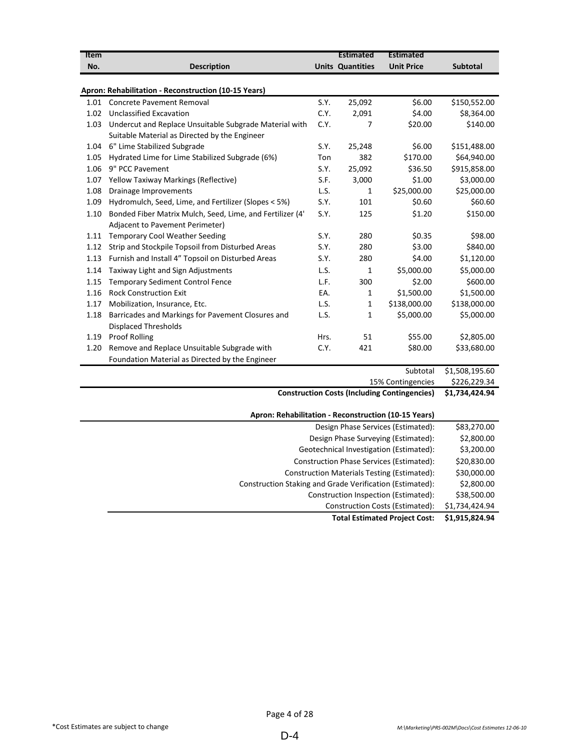| Item No. | Description | Units | Estimated Quantities | Estimated Unit Price | Subtotal |
|---|---|---|---|---|---|
| | **Apron: Rehabilitation - Reconstruction (10-15 Years)** | | | | |
| 1.01 | Concrete Pavement Removal | S.Y. | 25,092 | $6.00 | $150,552.00 |
| 1.02 | Unclassified Excavation | C.Y. | 2,091 | $4.00 | $8,364.00 |
| 1.03 | Undercut and Replace Unsuitable Subgrade Material with Suitable Material as Directed by the Engineer | C.Y. | 7 | $20.00 | $140.00 |
| 1.04 | 6" Lime Stabilized Subgrade | S.Y. | 25,248 | $6.00 | $151,488.00 |
| 1.05 | Hydrated Lime for Lime Stabilized Subgrade (6%) | Ton | 382 | $170.00 | $64,940.00 |
| 1.06 | 9" PCC Pavement | S.Y. | 25,092 | $36.50 | $915,858.00 |
| 1.07 | Yellow Taxiway Markings (Reflective) | S.F. | 3,000 | $1.00 | $3,000.00 |
| 1.08 | Drainage Improvements | L.S. | 1 | $25,000.00 | $25,000.00 |
| 1.09 | Hydromulch, Seed, Lime, and Fertilizer (Slopes < 5%) | S.Y. | 101 | $0.60 | $60.60 |
| 1.10 | Bonded Fiber Matrix Mulch, Seed, Lime, and Fertilizer (4' Adjacent to Pavement Perimeter) | S.Y. | 125 | $1.20 | $150.00 |
| 1.11 | Temporary Cool Weather Seeding | S.Y. | 280 | $0.35 | $98.00 |
| 1.12 | Strip and Stockpile Topsoil from Disturbed Areas | S.Y. | 280 | $3.00 | $840.00 |
| 1.13 | Furnish and Install 4" Topsoil on Disturbed Areas | S.Y. | 280 | $4.00 | $1,120.00 |
| 1.14 | Taxiway Light and Sign Adjustments | L.S. | 1 | $5,000.00 | $5,000.00 |
| 1.15 | Temporary Sediment Control Fence | L.F. | 300 | $2.00 | $600.00 |
| 1.16 | Rock Construction Exit | EA. | 1 | $1,500.00 | $1,500.00 |
| 1.17 | Mobilization, Insurance, Etc. | L.S. | 1 | $138,000.00 | $138,000.00 |
| 1.18 | Barricades and Markings for Pavement Closures and Displaced Thresholds | L.S. | 1 | $5,000.00 | $5,000.00 |
| 1.19 | Proof Rolling | Hrs. | 51 | $55.00 | $2,805.00 |
| 1.20 | Remove and Replace Unsuitable Subgrade with Foundation Material as Directed by the Engineer | C.Y. | 421 | $80.00 | $33,680.00 |
| | | | | Subtotal | $1,508,195.60 |
| | | | | 15% Contingencies | $226,229.34 |
| | | | | **Construction Costs (Including Contingencies)** | **$1,734,424.94** |

| Apron: Rehabilitation - Reconstruction (10-15 Years) | |
|---|---|
| Design Phase Services (Estimated): | $83,270.00 |
| Design Phase Surveying (Estimated): | $2,800.00 |
| Geotechnical Investigation (Estimated): | $3,200.00 |
| Construction Phase Services (Estimated): | $20,830.00 |
| Construction Materials Testing (Estimated): | $30,000.00 |
| Construction Staking and Grade Verification (Estimated): | $2,800.00 |
| Construction Inspection (Estimated): | $38,500.00 |
| Construction Costs (Estimated): | $1,734,424.94 |
| **Total Estimated Project Cost:** | **$1,915,824.94** |

*Cost Estimates are subject to change

M:\Marketing\PRS-002M\Docs\Cost Estimates 12-06-10

D-4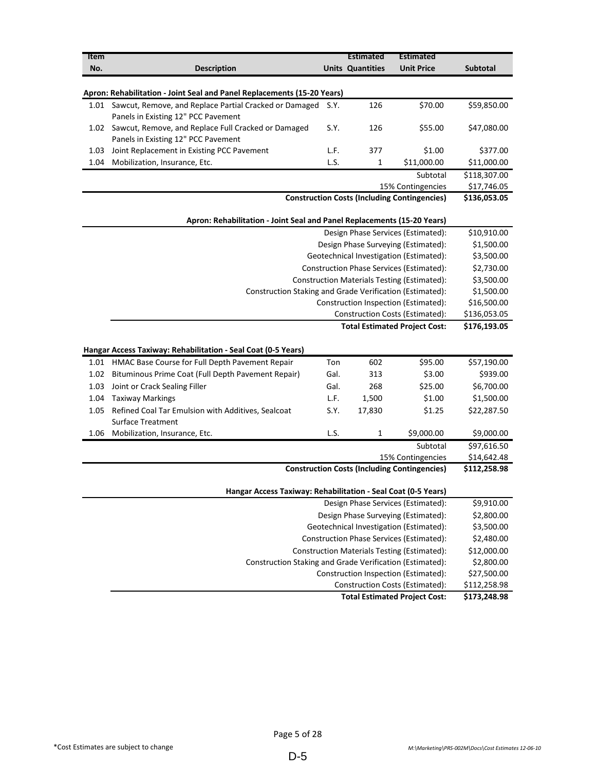| Item No. | Description | Units | Estimated Quantities | Estimated Unit Price | Subtotal |
|---|---|---|---|---|---|
| **Apron: Rehabilitation - Joint Seal and Panel Replacements (15-20 Years)** | | | | | |
| 1.01 | Sawcut, Remove, and Replace Partial Cracked or Damaged Panels in Existing 12" PCC Pavement | S.Y. | 126 | $70.00 | $59,850.00 |
| 1.02 | Sawcut, Remove, and Replace Full Cracked or Damaged Panels in Existing 12" PCC Pavement | S.Y. | 126 | $55.00 | $47,080.00 |
| 1.03 | Joint Replacement in Existing PCC Pavement | L.F. | 377 | $1.00 | $377.00 |
| 1.04 | Mobilization, Insurance, Etc. | L.S. | 1 | $11,000.00 | $11,000.00 |
| | | | | Subtotal | $118,307.00 |
| | | | | 15% Contingencies | $17,746.05 |
| | | | | **Construction Costs (Including Contingencies)** | **$136,053.05** |

| **Apron: Rehabilitation - Joint Seal and Panel Replacements (15-20 Years)** | |
|---|---|
| Design Phase Services (Estimated): | $10,910.00 |
| Design Phase Surveying (Estimated): | $1,500.00 |
| Geotechnical Investigation (Estimated): | $3,500.00 |
| Construction Phase Services (Estimated): | $2,730.00 |
| Construction Materials Testing (Estimated): | $3,500.00 |
| Construction Staking and Grade Verification (Estimated): | $1,500.00 |
| Construction Inspection (Estimated): | $16,500.00 |
| Construction Costs (Estimated): | $136,053.05 |
| **Total Estimated Project Cost:** | **$176,193.05** |

| Item No. | Description | Units | Estimated Quantities | Estimated Unit Price | Subtotal |
|---|---|---|---|---|---|
| **Hangar Access Taxiway: Rehabilitation - Seal Coat (0-5 Years)** | | | | | |
| 1.01 | HMAC Base Course for Full Depth Pavement Repair | Ton | 602 | $95.00 | $57,190.00 |
| 1.02 | Bituminous Prime Coat (Full Depth Pavement Repair) | Gal. | 313 | $3.00 | $939.00 |
| 1.03 | Joint or Crack Sealing Filler | Gal. | 268 | $25.00 | $6,700.00 |
| 1.04 | Taxiway Markings | L.F. | 1,500 | $1.00 | $1,500.00 |
| 1.05 | Refined Coal Tar Emulsion with Additives, Sealcoat Surface Treatment | S.Y. | 17,830 | $1.25 | $22,287.50 |
| 1.06 | Mobilization, Insurance, Etc. | L.S. | 1 | $9,000.00 | $9,000.00 |
| | | | | Subtotal | $97,616.50 |
| | | | | 15% Contingencies | $14,642.48 |
| | | | | **Construction Costs (Including Contingencies)** | **$112,258.98** |

| **Hangar Access Taxiway: Rehabilitation - Seal Coat (0-5 Years)** | |
|---|---|
| Design Phase Services (Estimated): | $9,910.00 |
| Design Phase Surveying (Estimated): | $2,800.00 |
| Geotechnical Investigation (Estimated): | $3,500.00 |
| Construction Phase Services (Estimated): | $2,480.00 |
| Construction Materials Testing (Estimated): | $12,000.00 |
| Construction Staking and Grade Verification (Estimated): | $2,800.00 |
| Construction Inspection (Estimated): | $27,500.00 |
| Construction Costs (Estimated): | $112,258.98 |
| **Total Estimated Project Cost:** | **$173,248.98** |

*Cost Estimates are subject to change

M:\Marketing\PRS-002M\Docs\Cost Estimates 12-06-10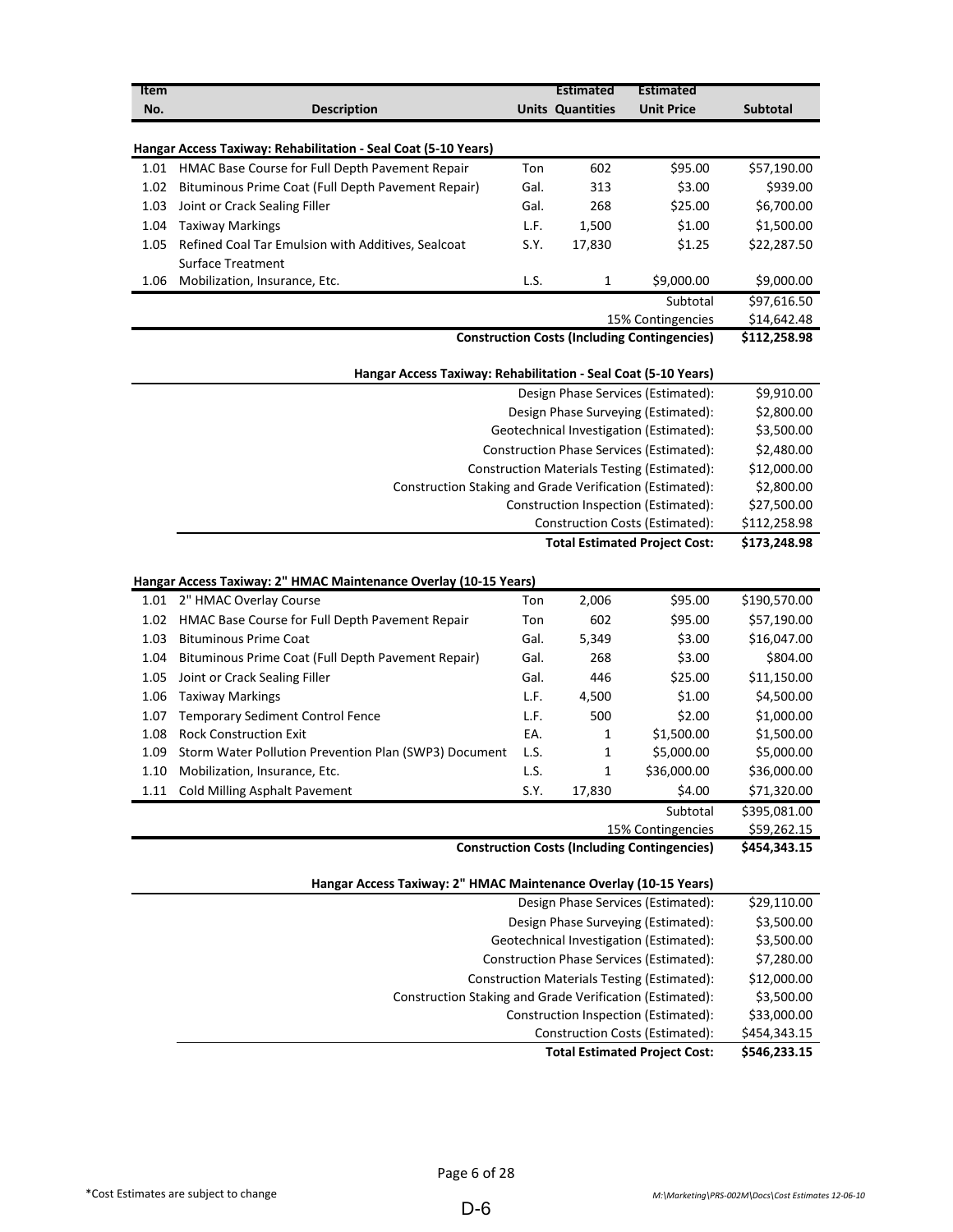| Item No. | Description | Units | Estimated Quantities | Estimated Unit Price | Subtotal |
|---|---|---|---|---|---|
| **Hangar Access Taxiway: Rehabilitation - Seal Coat (5-10 Years)** | | | | | |
| 1.01 | HMAC Base Course for Full Depth Pavement Repair | Ton | 602 | $95.00 | $57,190.00 |
| 1.02 | Bituminous Prime Coat (Full Depth Pavement Repair) | Gal. | 313 | $3.00 | $939.00 |
| 1.03 | Joint or Crack Sealing Filler | Gal. | 268 | $25.00 | $6,700.00 |
| 1.04 | Taxiway Markings | L.F. | 1,500 | $1.00 | $1,500.00 |
| 1.05 | Refined Coal Tar Emulsion with Additives, Sealcoat Surface Treatment | S.Y. | 17,830 | $1.25 | $22,287.50 |
| 1.06 | Mobilization, Insurance, Etc. | L.S. | 1 | $9,000.00 | $9,000.00 |
| | | | | Subtotal | $97,616.50 |
| | | | | 15% Contingencies | $14,642.48 |
| | | | | **Construction Costs (Including Contingencies)** | **$112,258.98** |

| Hangar Access Taxiway: Rehabilitation - Seal Coat (5-10 Years) | |
|---|---|
| Design Phase Services (Estimated): | $9,910.00 |
| Design Phase Surveying (Estimated): | $2,800.00 |
| Geotechnical Investigation (Estimated): | $3,500.00 |
| Construction Phase Services (Estimated): | $2,480.00 |
| Construction Materials Testing (Estimated): | $12,000.00 |
| Construction Staking and Grade Verification (Estimated): | $2,800.00 |
| Construction Inspection (Estimated): | $27,500.00 |
| Construction Costs (Estimated): | $112,258.98 |
| **Total Estimated Project Cost:** | **$173,248.98** |

| Item No. | Description | Units | Estimated Quantities | Estimated Unit Price | Subtotal |
|---|---|---|---|---|---|
| **Hangar Access Taxiway: 2" HMAC Maintenance Overlay (10-15 Years)** | | | | | |
| 1.01 | 2" HMAC Overlay Course | Ton | 2,006 | $95.00 | $190,570.00 |
| 1.02 | HMAC Base Course for Full Depth Pavement Repair | Ton | 602 | $95.00 | $57,190.00 |
| 1.03 | Bituminous Prime Coat | Gal. | 5,349 | $3.00 | $16,047.00 |
| 1.04 | Bituminous Prime Coat (Full Depth Pavement Repair) | Gal. | 268 | $3.00 | $804.00 |
| 1.05 | Joint or Crack Sealing Filler | Gal. | 446 | $25.00 | $11,150.00 |
| 1.06 | Taxiway Markings | L.F. | 4,500 | $1.00 | $4,500.00 |
| 1.07 | Temporary Sediment Control Fence | L.F. | 500 | $2.00 | $1,000.00 |
| 1.08 | Rock Construction Exit | EA. | 1 | $1,500.00 | $1,500.00 |
| 1.09 | Storm Water Pollution Prevention Plan (SWP3) Document | L.S. | 1 | $5,000.00 | $5,000.00 |
| 1.10 | Mobilization, Insurance, Etc. | L.S. | 1 | $36,000.00 | $36,000.00 |
| 1.11 | Cold Milling Asphalt Pavement | S.Y. | 17,830 | $4.00 | $71,320.00 |
| | | | | Subtotal | $395,081.00 |
| | | | | 15% Contingencies | $59,262.15 |
| | | | | **Construction Costs (Including Contingencies)** | **$454,343.15** |

| Hangar Access Taxiway: 2" HMAC Maintenance Overlay (10-15 Years) | |
|---|---|
| Design Phase Services (Estimated): | $29,110.00 |
| Design Phase Surveying (Estimated): | $3,500.00 |
| Geotechnical Investigation (Estimated): | $3,500.00 |
| Construction Phase Services (Estimated): | $7,280.00 |
| Construction Materials Testing (Estimated): | $12,000.00 |
| Construction Staking and Grade Verification (Estimated): | $3,500.00 |
| Construction Inspection (Estimated): | $33,000.00 |
| Construction Costs (Estimated): | $454,343.15 |
| **Total Estimated Project Cost:** | **$546,233.15** |

*Cost Estimates are subject to change

M:\Marketing\PRS-002M\Docs\Cost Estimates 12-06-10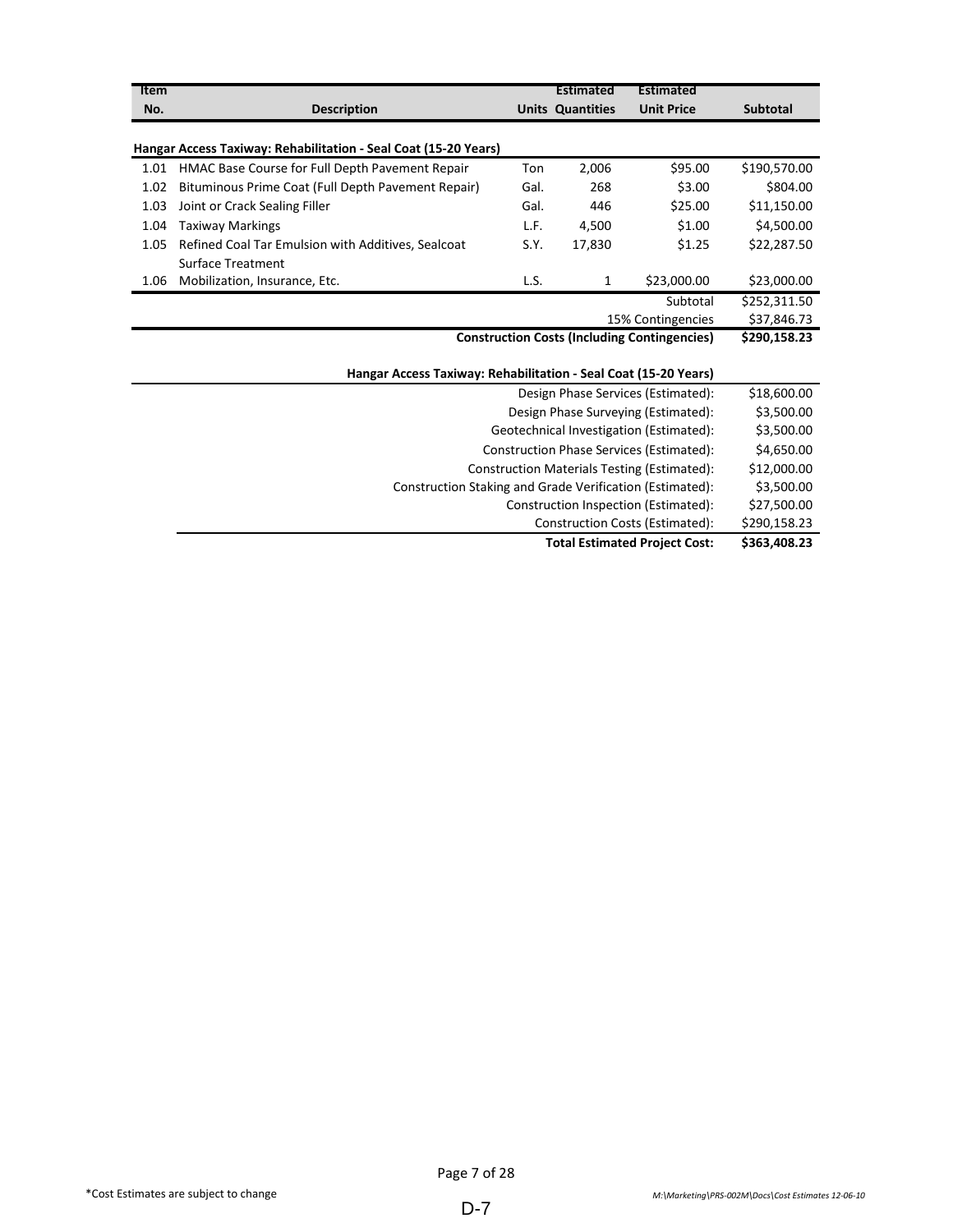| Item No. | Description | Units | Estimated Quantities | Estimated Unit Price | Subtotal |
|---|---|---|---|---|---|
| **Hangar Access Taxiway: Rehabilitation - Seal Coat (15-20 Years)** | | | | | |
| 1.01 | HMAC Base Course for Full Depth Pavement Repair | Ton | 2,006 | $95.00 | $190,570.00 |
| 1.02 | Bituminous Prime Coat (Full Depth Pavement Repair) | Gal. | 268 | $3.00 | $804.00 |
| 1.03 | Joint or Crack Sealing Filler | Gal. | 446 | $25.00 | $11,150.00 |
| 1.04 | Taxiway Markings | L.F. | 4,500 | $1.00 | $4,500.00 |
| 1.05 | Refined Coal Tar Emulsion with Additives, Sealcoat Surface Treatment | S.Y. | 17,830 | $1.25 | $22,287.50 |
| 1.06 | Mobilization, Insurance, Etc. | L.S. | 1 | $23,000.00 | $23,000.00 |
| | | | | Subtotal | $252,311.50 |
| | | | | 15% Contingencies | $37,846.73 |
| | **Construction Costs (Including Contingencies)** | | | | **$290,158.23** |

| Hangar Access Taxiway: Rehabilitation - Seal Coat (15-20 Years) | |
|---|---|
| Design Phase Services (Estimated): | $18,600.00 |
| Design Phase Surveying (Estimated): | $3,500.00 |
| Geotechnical Investigation (Estimated): | $3,500.00 |
| Construction Phase Services (Estimated): | $4,650.00 |
| Construction Materials Testing (Estimated): | $12,000.00 |
| Construction Staking and Grade Verification (Estimated): | $3,500.00 |
| Construction Inspection (Estimated): | $27,500.00 |
| Construction Costs (Estimated): | $290,158.23 |
| **Total Estimated Project Cost:** | **$363,408.23** |

*Cost Estimates are subject to change

*M:\Marketing\PRS-002M\Docs\Cost Estimates 12-06-10*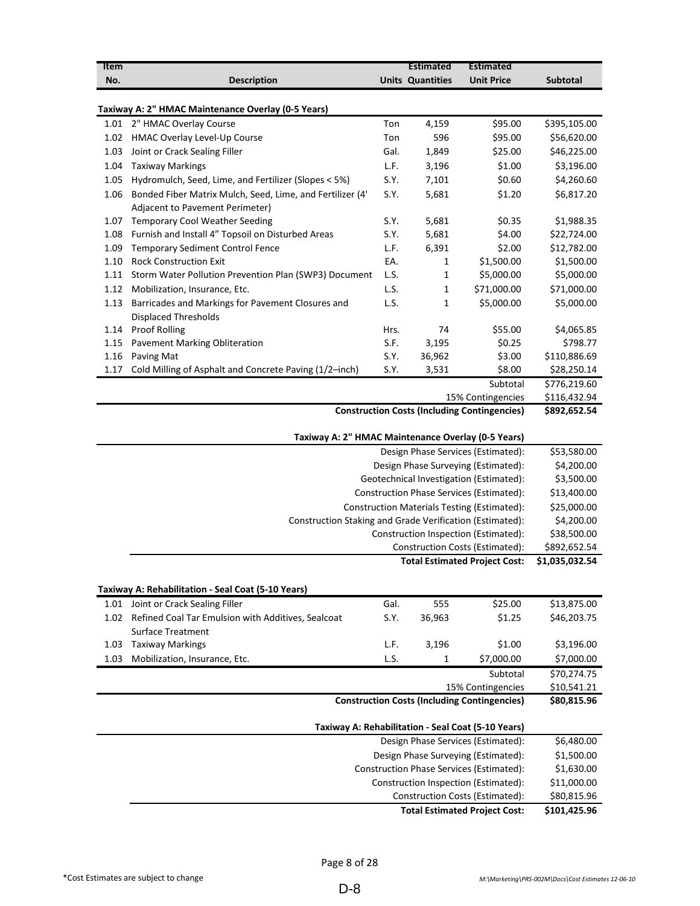| Item No. | Description | Units | Estimated Quantities | Estimated Unit Price | Subtotal |
|---|---|---|---|---|---|
| | **Taxiway A: 2" HMAC Maintenance Overlay (0-5 Years)** | | | | |
| 1.01 | 2" HMAC Overlay Course | Ton | 4,159 | $95.00 | $395,105.00 |
| 1.02 | HMAC Overlay Level-Up Course | Ton | 596 | $95.00 | $56,620.00 |
| 1.03 | Joint or Crack Sealing Filler | Gal. | 1,849 | $25.00 | $46,225.00 |
| 1.04 | Taxiway Markings | L.F. | 3,196 | $1.00 | $3,196.00 |
| 1.05 | Hydromulch, Seed, Lime, and Fertilizer (Slopes < 5%) | S.Y. | 7,101 | $0.60 | $4,260.60 |
| 1.06 | Bonded Fiber Matrix Mulch, Seed, Lime, and Fertilizer (4' Adjacent to Pavement Perimeter) | S.Y. | 5,681 | $1.20 | $6,817.20 |
| 1.07 | Temporary Cool Weather Seeding | S.Y. | 5,681 | $0.35 | $1,988.35 |
| 1.08 | Furnish and Install 4" Topsoil on Disturbed Areas | S.Y. | 5,681 | $4.00 | $22,724.00 |
| 1.09 | Temporary Sediment Control Fence | L.F. | 6,391 | $2.00 | $12,782.00 |
| 1.10 | Rock Construction Exit | EA. | 1 | $1,500.00 | $1,500.00 |
| 1.11 | Storm Water Pollution Prevention Plan (SWP3) Document | L.S. | 1 | $5,000.00 | $5,000.00 |
| 1.12 | Mobilization, Insurance, Etc. | L.S. | 1 | $71,000.00 | $71,000.00 |
| 1.13 | Barricades and Markings for Pavement Closures and Displaced Thresholds | L.S. | 1 | $5,000.00 | $5,000.00 |
| 1.14 | Proof Rolling | Hrs. | 74 | $55.00 | $4,065.85 |
| 1.15 | Pavement Marking Obliteration | S.F. | 3,195 | $0.25 | $798.77 |
| 1.16 | Paving Mat | S.Y. | 36,962 | $3.00 | $110,886.69 |
| 1.17 | Cold Milling of Asphalt and Concrete Paving (1/2–inch) | S.Y. | 3,531 | $8.00 | $28,250.14 |
| | | | | Subtotal | $776,219.60 |
| | | | | 15% Contingencies | $116,432.94 |
| | | | | **Construction Costs (Including Contingencies)** | **$892,652.54** |

| **Taxiway A: 2" HMAC Maintenance Overlay (0-5 Years)** | |
|---|---|
| Design Phase Services (Estimated): | $53,580.00 |
| Design Phase Surveying (Estimated): | $4,200.00 |
| Geotechnical Investigation (Estimated): | $3,500.00 |
| Construction Phase Services (Estimated): | $13,400.00 |
| Construction Materials Testing (Estimated): | $25,000.00 |
| Construction Staking and Grade Verification (Estimated): | $4,200.00 |
| Construction Inspection (Estimated): | $38,500.00 |
| Construction Costs (Estimated): | $892,652.54 |
| **Total Estimated Project Cost:** | **$1,035,032.54** |

| Item No. | Description | Units | Estimated Quantities | Estimated Unit Price | Subtotal |
|---|---|---|---|---|---|
| | **Taxiway A: Rehabilitation - Seal Coat (5-10 Years)** | | | | |
| 1.01 | Joint or Crack Sealing Filler | Gal. | 555 | $25.00 | $13,875.00 |
| 1.02 | Refined Coal Tar Emulsion with Additives, Sealcoat Surface Treatment | S.Y. | 36,963 | $1.25 | $46,203.75 |
| 1.03 | Taxiway Markings | L.F. | 3,196 | $1.00 | $3,196.00 |
| 1.03 | Mobilization, Insurance, Etc. | L.S. | 1 | $7,000.00 | $7,000.00 |
| | | | | Subtotal | $70,274.75 |
| | | | | 15% Contingencies | $10,541.21 |
| | | | | **Construction Costs (Including Contingencies)** | **$80,815.96** |

| **Taxiway A: Rehabilitation - Seal Coat (5-10 Years)** | |
|---|---|
| Design Phase Services (Estimated): | $6,480.00 |
| Design Phase Surveying (Estimated): | $1,500.00 |
| Construction Phase Services (Estimated): | $1,630.00 |
| Construction Inspection (Estimated): | $11,000.00 |
| Construction Costs (Estimated): | $80,815.96 |
| **Total Estimated Project Cost:** | **$101,425.96** |

*Cost Estimates are subject to change

*M:\Marketing\PRS-002M\Docs\Cost Estimates 12-06-10*

D-8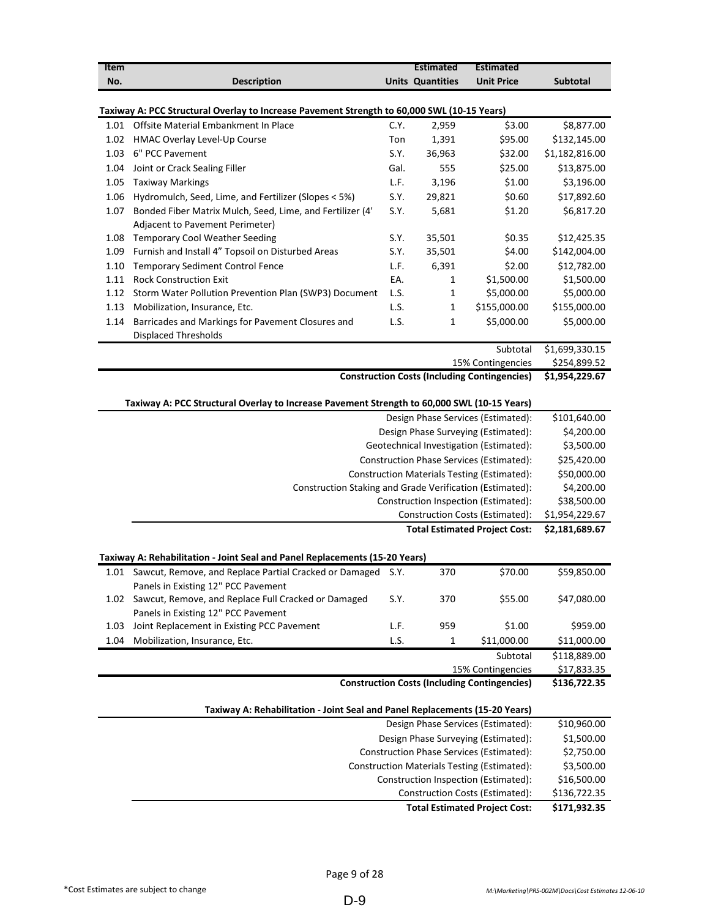| Item No. | Description | Units | Estimated Quantities | Estimated Unit Price | Subtotal |
|---|---|---|---|---|---|
| **Taxiway A: PCC Structural Overlay to Increase Pavement Strength to 60,000 SWL (10-15 Years)** | | | | | |
| 1.01 | Offsite Material Embankment In Place | C.Y. | 2,959 | $3.00 | $8,877.00 |
| 1.02 | HMAC Overlay Level-Up Course | Ton | 1,391 | $95.00 | $132,145.00 |
| 1.03 | 6" PCC Pavement | S.Y. | 36,963 | $32.00 | $1,182,816.00 |
| 1.04 | Joint or Crack Sealing Filler | Gal. | 555 | $25.00 | $13,875.00 |
| 1.05 | Taxiway Markings | L.F. | 3,196 | $1.00 | $3,196.00 |
| 1.06 | Hydromulch, Seed, Lime, and Fertilizer (Slopes < 5%) | S.Y. | 29,821 | $0.60 | $17,892.60 |
| 1.07 | Bonded Fiber Matrix Mulch, Seed, Lime, and Fertilizer (4' Adjacent to Pavement Perimeter) | S.Y. | 5,681 | $1.20 | $6,817.20 |
| 1.08 | Temporary Cool Weather Seeding | S.Y. | 35,501 | $0.35 | $12,425.35 |
| 1.09 | Furnish and Install 4" Topsoil on Disturbed Areas | S.Y. | 35,501 | $4.00 | $142,004.00 |
| 1.10 | Temporary Sediment Control Fence | L.F. | 6,391 | $2.00 | $12,782.00 |
| 1.11 | Rock Construction Exit | EA. | 1 | $1,500.00 | $1,500.00 |
| 1.12 | Storm Water Pollution Prevention Plan (SWP3) Document | L.S. | 1 | $5,000.00 | $5,000.00 |
| 1.13 | Mobilization, Insurance, Etc. | L.S. | 1 | $155,000.00 | $155,000.00 |
| 1.14 | Barricades and Markings for Pavement Closures and Displaced Thresholds | L.S. | 1 | $5,000.00 | $5,000.00 |
| | | | | Subtotal | $1,699,330.15 |
| | | | | 15% Contingencies | $254,899.52 |
| | | | | **Construction Costs (Including Contingencies)** | **$1,954,229.67** |

**Taxiway A: PCC Structural Overlay to Increase Pavement Strength to 60,000 SWL (10-15 Years)**

| Item | Cost |
|---|---|
| Design Phase Services (Estimated): | $101,640.00 |
| Design Phase Surveying (Estimated): | $4,200.00 |
| Geotechnical Investigation (Estimated): | $3,500.00 |
| Construction Phase Services (Estimated): | $25,420.00 |
| Construction Materials Testing (Estimated): | $50,000.00 |
| Construction Staking and Grade Verification (Estimated): | $4,200.00 |
| Construction Inspection (Estimated): | $38,500.00 |
| Construction Costs (Estimated): | $1,954,229.67 |
| **Total Estimated Project Cost:** | **$2,181,689.67** |

| Item No. | Description | Units | Estimated Quantities | Estimated Unit Price | Subtotal |
|---|---|---|---|---|---|
| **Taxiway A: Rehabilitation - Joint Seal and Panel Replacements (15-20 Years)** | | | | | |
| 1.01 | Sawcut, Remove, and Replace Partial Cracked or Damaged Panels in Existing 12" PCC Pavement | S.Y. | 370 | $70.00 | $59,850.00 |
| 1.02 | Sawcut, Remove, and Replace Full Cracked or Damaged Panels in Existing 12" PCC Pavement | S.Y. | 370 | $55.00 | $47,080.00 |
| 1.03 | Joint Replacement in Existing PCC Pavement | L.F. | 959 | $1.00 | $959.00 |
| 1.04 | Mobilization, Insurance, Etc. | L.S. | 1 | $11,000.00 | $11,000.00 |
| | | | | Subtotal | $118,889.00 |
| | | | | 15% Contingencies | $17,833.35 |
| | | | | **Construction Costs (Including Contingencies)** | **$136,722.35** |

**Taxiway A: Rehabilitation - Joint Seal and Panel Replacements (15-20 Years)**

| Item | Cost |
|---|---|
| Design Phase Services (Estimated): | $10,960.00 |
| Design Phase Surveying (Estimated): | $1,500.00 |
| Construction Phase Services (Estimated): | $2,750.00 |
| Construction Materials Testing (Estimated): | $3,500.00 |
| Construction Inspection (Estimated): | $16,500.00 |
| Construction Costs (Estimated): | $136,722.35 |
| **Total Estimated Project Cost:** | **$171,932.35** |

*Cost Estimates are subject to change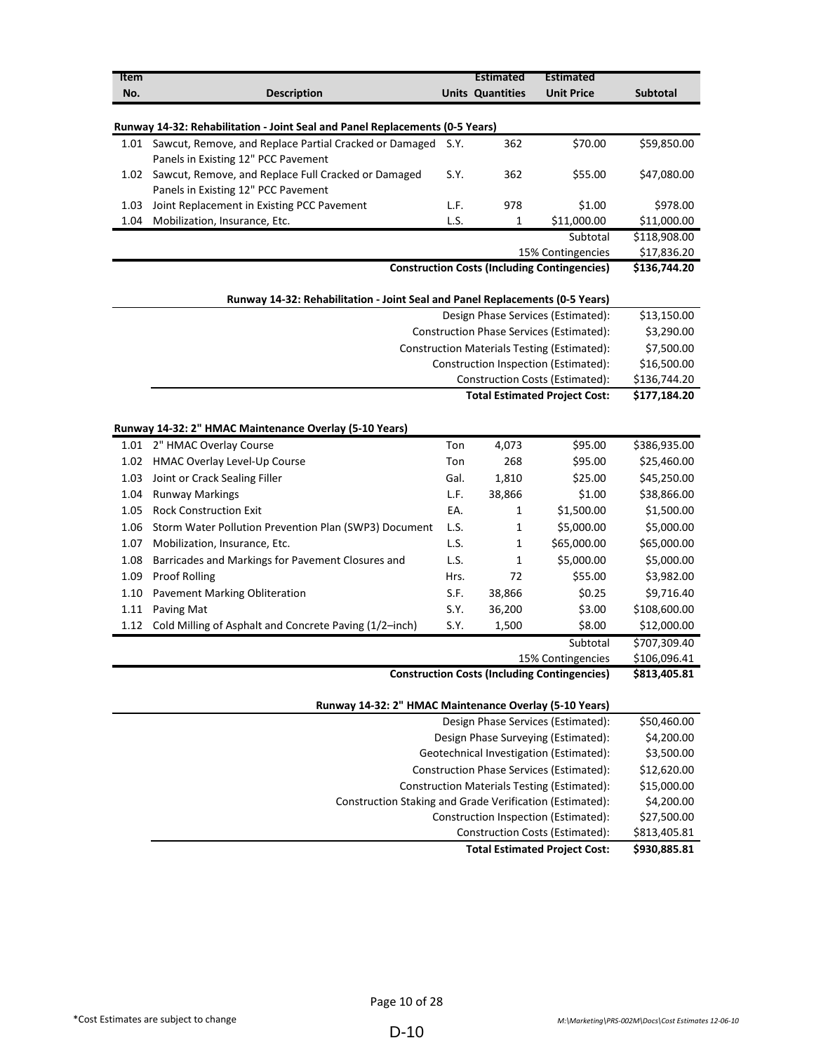| Item No. | Description | Units | Estimated Quantities | Estimated Unit Price | Subtotal |
|---|---|---|---|---|---|
| **Runway 14-32: Rehabilitation - Joint Seal and Panel Replacements (0-5 Years)** | | | | | |
| 1.01 | Sawcut, Remove, and Replace Partial Cracked or Damaged Panels in Existing 12" PCC Pavement | S.Y. | 362 | $70.00 | $59,850.00 |
| 1.02 | Sawcut, Remove, and Replace Full Cracked or Damaged Panels in Existing 12" PCC Pavement | S.Y. | 362 | $55.00 | $47,080.00 |
| 1.03 | Joint Replacement in Existing PCC Pavement | L.F. | 978 | $1.00 | $978.00 |
| 1.04 | Mobilization, Insurance, Etc. | L.S. | 1 | $11,000.00 | $11,000.00 |
| | | | | Subtotal | $118,908.00 |
| | | | | 15% Contingencies | $17,836.20 |
| | | | | **Construction Costs (Including Contingencies)** | **$136,744.20** |

**Runway 14-32: Rehabilitation - Joint Seal and Panel Replacements (0-5 Years)**

| | |
|---|---|
| Design Phase Services (Estimated): | $13,150.00 |
| Construction Phase Services (Estimated): | $3,290.00 |
| Construction Materials Testing (Estimated): | $7,500.00 |
| Construction Inspection (Estimated): | $16,500.00 |
| Construction Costs (Estimated): | $136,744.20 |
| **Total Estimated Project Cost:** | **$177,184.20** |

| Item No. | Description | Units | Estimated Quantities | Estimated Unit Price | Subtotal |
|---|---|---|---|---|---|
| **Runway 14-32: 2" HMAC Maintenance Overlay (5-10 Years)** | | | | | |
| 1.01 | 2" HMAC Overlay Course | Ton | 4,073 | $95.00 | $386,935.00 |
| 1.02 | HMAC Overlay Level-Up Course | Ton | 268 | $95.00 | $25,460.00 |
| 1.03 | Joint or Crack Sealing Filler | Gal. | 1,810 | $25.00 | $45,250.00 |
| 1.04 | Runway Markings | L.F. | 38,866 | $1.00 | $38,866.00 |
| 1.05 | Rock Construction Exit | EA. | 1 | $1,500.00 | $1,500.00 |
| 1.06 | Storm Water Pollution Prevention Plan (SWP3) Document | L.S. | 1 | $5,000.00 | $5,000.00 |
| 1.07 | Mobilization, Insurance, Etc. | L.S. | 1 | $65,000.00 | $65,000.00 |
| 1.08 | Barricades and Markings for Pavement Closures and | L.S. | 1 | $5,000.00 | $5,000.00 |
| 1.09 | Proof Rolling | Hrs. | 72 | $55.00 | $3,982.00 |
| 1.10 | Pavement Marking Obliteration | S.F. | 38,866 | $0.25 | $9,716.40 |
| 1.11 | Paving Mat | S.Y. | 36,200 | $3.00 | $108,600.00 |
| 1.12 | Cold Milling of Asphalt and Concrete Paving (1/2–inch) | S.Y. | 1,500 | $8.00 | $12,000.00 |
| | | | | Subtotal | $707,309.40 |
| | | | | 15% Contingencies | $106,096.41 |
| | | | | **Construction Costs (Including Contingencies)** | **$813,405.81** |

**Runway 14-32: 2" HMAC Maintenance Overlay (5-10 Years)**

| | |
|---|---|
| Design Phase Services (Estimated): | $50,460.00 |
| Design Phase Surveying (Estimated): | $4,200.00 |
| Geotechnical Investigation (Estimated): | $3,500.00 |
| Construction Phase Services (Estimated): | $12,620.00 |
| Construction Materials Testing (Estimated): | $15,000.00 |
| Construction Staking and Grade Verification (Estimated): | $4,200.00 |
| Construction Inspection (Estimated): | $27,500.00 |
| Construction Costs (Estimated): | $813,405.81 |
| **Total Estimated Project Cost:** | **$930,885.81** |

*Cost Estimates are subject to change

M:\Marketing\PRS-002M\Docs\Cost Estimates 12-06-10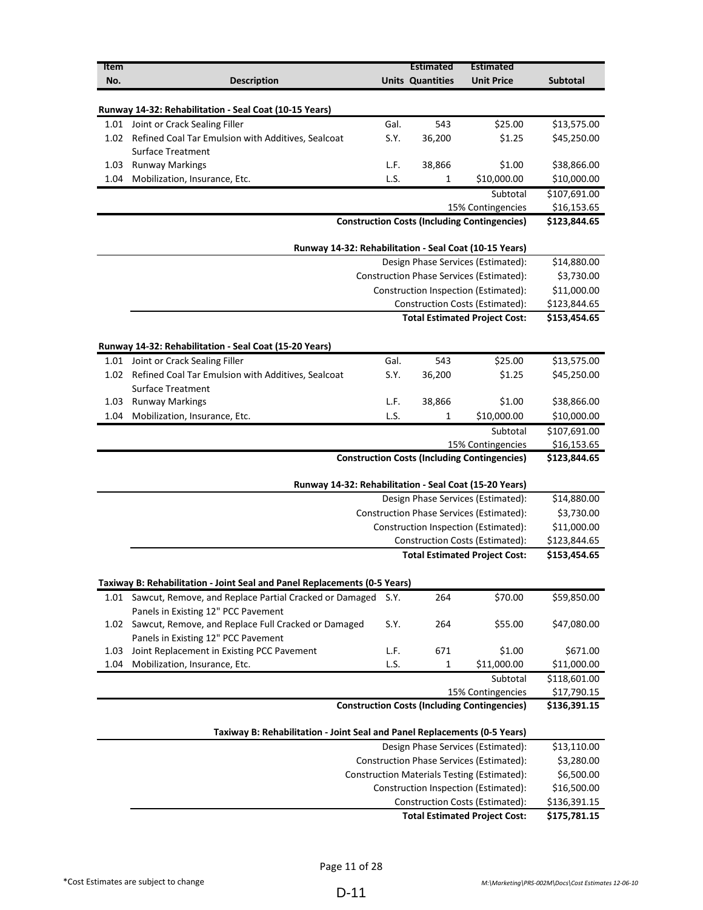| Item No. | Description | Units | Estimated Quantities | Estimated Unit Price | Subtotal |
|---|---|---|---|---|---|
| | **Runway 14-32: Rehabilitation - Seal Coat (10-15 Years)** | | | | |
| 1.01 | Joint or Crack Sealing Filler | Gal. | 543 | $25.00 | $13,575.00 |
| 1.02 | Refined Coal Tar Emulsion with Additives, Sealcoat Surface Treatment | S.Y. | 36,200 | $1.25 | $45,250.00 |
| 1.03 | Runway Markings | L.F. | 38,866 | $1.00 | $38,866.00 |
| 1.04 | Mobilization, Insurance, Etc. | L.S. | 1 | $10,000.00 | $10,000.00 |
| | | | | Subtotal | $107,691.00 |
| | | | | 15% Contingencies | $16,153.65 |
| | | | | **Construction Costs (Including Contingencies)** | **$123,844.65** |

| **Runway 14-32: Rehabilitation - Seal Coat (10-15 Years)** | |
|---|---|
| Design Phase Services (Estimated): | $14,880.00 |
| Construction Phase Services (Estimated): | $3,730.00 |
| Construction Inspection (Estimated): | $11,000.00 |
| Construction Costs (Estimated): | $123,844.65 |
| **Total Estimated Project Cost:** | **$153,454.65** |

| Item No. | Description | Units | Estimated Quantities | Estimated Unit Price | Subtotal |
|---|---|---|---|---|---|
| | **Runway 14-32: Rehabilitation - Seal Coat (15-20 Years)** | | | | |
| 1.01 | Joint or Crack Sealing Filler | Gal. | 543 | $25.00 | $13,575.00 |
| 1.02 | Refined Coal Tar Emulsion with Additives, Sealcoat Surface Treatment | S.Y. | 36,200 | $1.25 | $45,250.00 |
| 1.03 | Runway Markings | L.F. | 38,866 | $1.00 | $38,866.00 |
| 1.04 | Mobilization, Insurance, Etc. | L.S. | 1 | $10,000.00 | $10,000.00 |
| | | | | Subtotal | $107,691.00 |
| | | | | 15% Contingencies | $16,153.65 |
| | | | | **Construction Costs (Including Contingencies)** | **$123,844.65** |

| **Runway 14-32: Rehabilitation - Seal Coat (15-20 Years)** | |
|---|---|
| Design Phase Services (Estimated): | $14,880.00 |
| Construction Phase Services (Estimated): | $3,730.00 |
| Construction Inspection (Estimated): | $11,000.00 |
| Construction Costs (Estimated): | $123,844.65 |
| **Total Estimated Project Cost:** | **$153,454.65** |

| Item No. | Description | Units | Estimated Quantities | Estimated Unit Price | Subtotal |
|---|---|---|---|---|---|
| | **Taxiway B: Rehabilitation - Joint Seal and Panel Replacements (0-5 Years)** | | | | |
| 1.01 | Sawcut, Remove, and Replace Partial Cracked or Damaged Panels in Existing 12" PCC Pavement | S.Y. | 264 | $70.00 | $59,850.00 |
| 1.02 | Sawcut, Remove, and Replace Full Cracked or Damaged Panels in Existing 12" PCC Pavement | S.Y. | 264 | $55.00 | $47,080.00 |
| 1.03 | Joint Replacement in Existing PCC Pavement | L.F. | 671 | $1.00 | $671.00 |
| 1.04 | Mobilization, Insurance, Etc. | L.S. | 1 | $11,000.00 | $11,000.00 |
| | | | | Subtotal | $118,601.00 |
| | | | | 15% Contingencies | $17,790.15 |
| | | | | **Construction Costs (Including Contingencies)** | **$136,391.15** |

| **Taxiway B: Rehabilitation - Joint Seal and Panel Replacements (0-5 Years)** | |
|---|---|
| Design Phase Services (Estimated): | $13,110.00 |
| Construction Phase Services (Estimated): | $3,280.00 |
| Construction Materials Testing (Estimated): | $6,500.00 |
| Construction Inspection (Estimated): | $16,500.00 |
| Construction Costs (Estimated): | $136,391.15 |
| **Total Estimated Project Cost:** | **$175,781.15** |

*Cost Estimates are subject to change

M:\Marketing\PRS-002M\Docs\Cost Estimates 12-06-10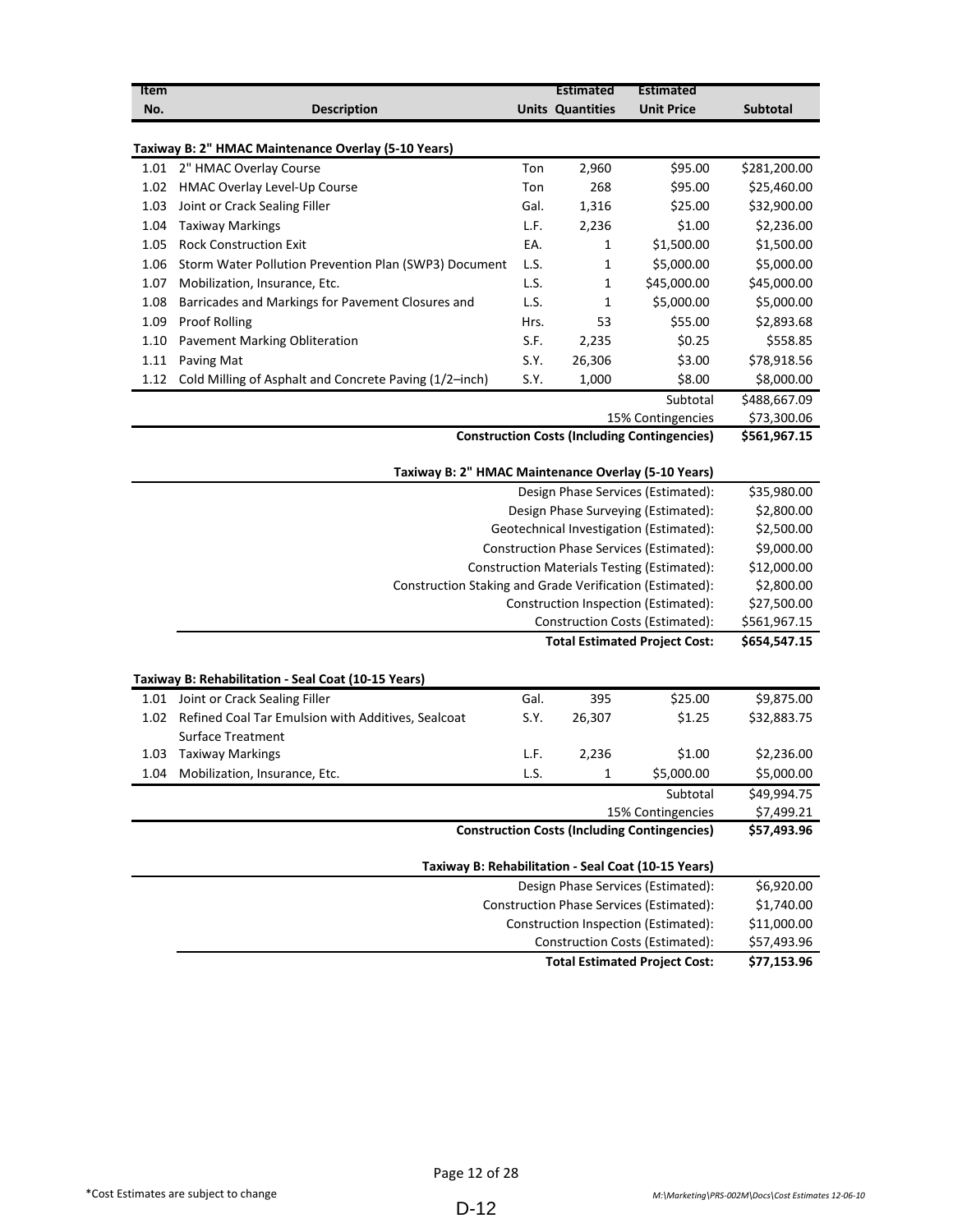| Item No. | Description | Units | Estimated Quantities | Estimated Unit Price | Subtotal |
|---|---|---|---|---|---|
| **Taxiway B: 2" HMAC Maintenance Overlay (5-10 Years)** | | | | | |
| 1.01 | 2" HMAC Overlay Course | Ton | 2,960 | $95.00 | $281,200.00 |
| 1.02 | HMAC Overlay Level-Up Course | Ton | 268 | $95.00 | $25,460.00 |
| 1.03 | Joint or Crack Sealing Filler | Gal. | 1,316 | $25.00 | $32,900.00 |
| 1.04 | Taxiway Markings | L.F. | 2,236 | $1.00 | $2,236.00 |
| 1.05 | Rock Construction Exit | EA. | 1 | $1,500.00 | $1,500.00 |
| 1.06 | Storm Water Pollution Prevention Plan (SWP3) Document | L.S. | 1 | $5,000.00 | $5,000.00 |
| 1.07 | Mobilization, Insurance, Etc. | L.S. | 1 | $45,000.00 | $45,000.00 |
| 1.08 | Barricades and Markings for Pavement Closures and | L.S. | 1 | $5,000.00 | $5,000.00 |
| 1.09 | Proof Rolling | Hrs. | 53 | $55.00 | $2,893.68 |
| 1.10 | Pavement Marking Obliteration | S.F. | 2,235 | $0.25 | $558.85 |
| 1.11 | Paving Mat | S.Y. | 26,306 | $3.00 | $78,918.56 |
| 1.12 | Cold Milling of Asphalt and Concrete Paving (1/2–inch) | S.Y. | 1,000 | $8.00 | $8,000.00 |
| | | | | Subtotal | $488,667.09 |
| | | | | 15% Contingencies | $73,300.06 |
| | | | | **Construction Costs (Including Contingencies)** | **$561,967.15** |

**Taxiway B: 2" HMAC Maintenance Overlay (5-10 Years)**

| | |
|---|---|
| Design Phase Services (Estimated): | $35,980.00 |
| Design Phase Surveying (Estimated): | $2,800.00 |
| Geotechnical Investigation (Estimated): | $2,500.00 |
| Construction Phase Services (Estimated): | $9,000.00 |
| Construction Materials Testing (Estimated): | $12,000.00 |
| Construction Staking and Grade Verification (Estimated): | $2,800.00 |
| Construction Inspection (Estimated): | $27,500.00 |
| Construction Costs (Estimated): | $561,967.15 |
| **Total Estimated Project Cost:** | **$654,547.15** |

| Item No. | Description | Units | Estimated Quantities | Estimated Unit Price | Subtotal |
|---|---|---|---|---|---|
| **Taxiway B: Rehabilitation - Seal Coat (10-15 Years)** | | | | | |
| 1.01 | Joint or Crack Sealing Filler | Gal. | 395 | $25.00 | $9,875.00 |
| 1.02 | Refined Coal Tar Emulsion with Additives, Sealcoat Surface Treatment | S.Y. | 26,307 | $1.25 | $32,883.75 |
| 1.03 | Taxiway Markings | L.F. | 2,236 | $1.00 | $2,236.00 |
| 1.04 | Mobilization, Insurance, Etc. | L.S. | 1 | $5,000.00 | $5,000.00 |
| | | | | Subtotal | $49,994.75 |
| | | | | 15% Contingencies | $7,499.21 |
| | | | | **Construction Costs (Including Contingencies)** | **$57,493.96** |

**Taxiway B: Rehabilitation - Seal Coat (10-15 Years)**

| | |
|---|---|
| Design Phase Services (Estimated): | $6,920.00 |
| Construction Phase Services (Estimated): | $1,740.00 |
| Construction Inspection (Estimated): | $11,000.00 |
| Construction Costs (Estimated): | $57,493.96 |
| **Total Estimated Project Cost:** | **$77,153.96** |

*Cost Estimates are subject to change

M:\Marketing\PRS-002M\Docs\Cost Estimates 12-06-10

D-12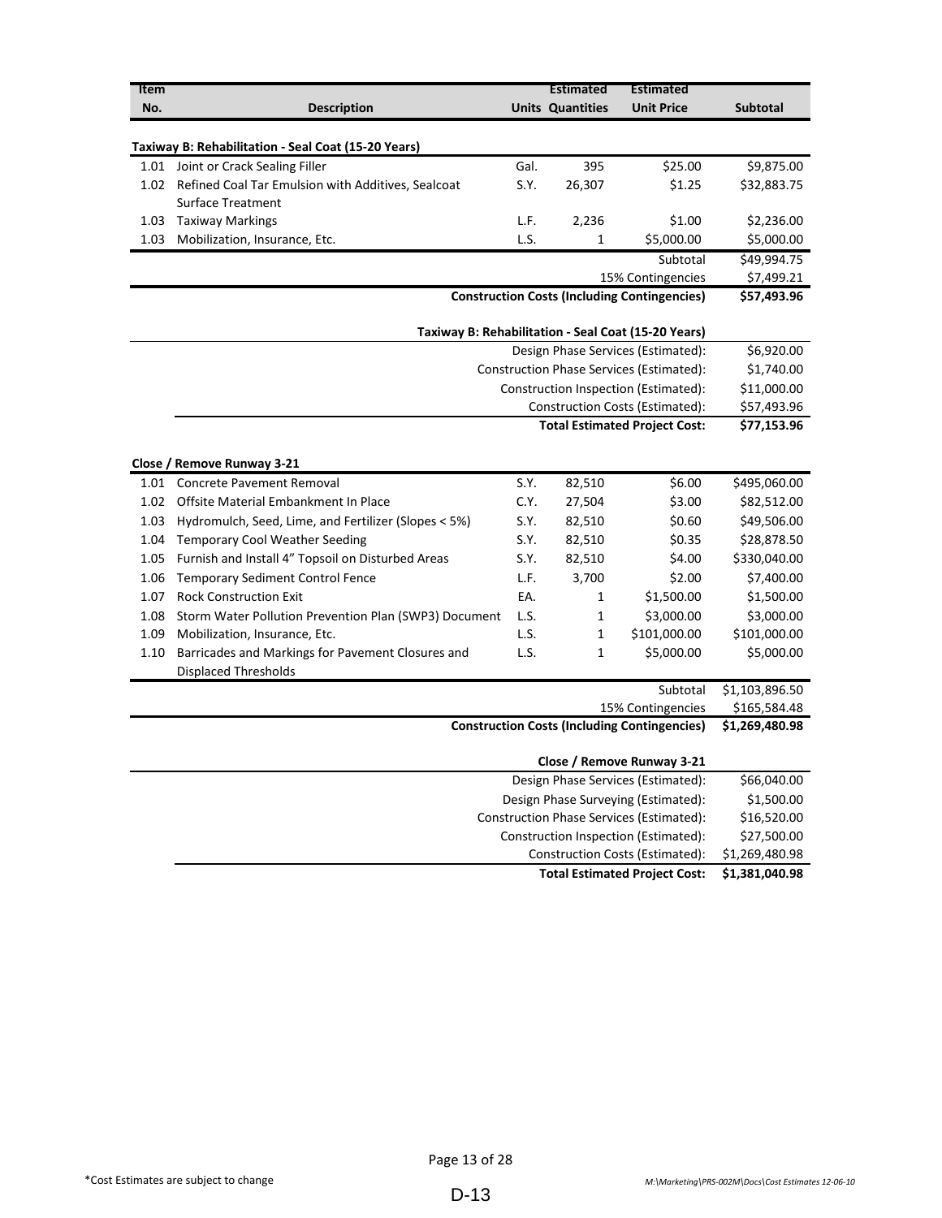| Item No. | Description | Units | Estimated Quantities | Estimated Unit Price | Subtotal |
|---|---|---|---|---|---|
| | **Taxiway B: Rehabilitation - Seal Coat (15-20 Years)** | | | | |
| 1.01 | Joint or Crack Sealing Filler | Gal. | 395 | $25.00 | $9,875.00 |
| 1.02 | Refined Coal Tar Emulsion with Additives, Sealcoat Surface Treatment | S.Y. | 26,307 | $1.25 | $32,883.75 |
| 1.03 | Taxiway Markings | L.F. | 2,236 | $1.00 | $2,236.00 |
| 1.03 | Mobilization, Insurance, Etc. | L.S. | 1 | $5,000.00 | $5,000.00 |
| | | | | Subtotal | $49,994.75 |
| | | | | 15% Contingencies | $7,499.21 |
| | | | | **Construction Costs (Including Contingencies)** | **$57,493.96** |

| **Taxiway B: Rehabilitation - Seal Coat (15-20 Years)** | |
|---|---|
| Design Phase Services (Estimated): | $6,920.00 |
| Construction Phase Services (Estimated): | $1,740.00 |
| Construction Inspection (Estimated): | $11,000.00 |
| Construction Costs (Estimated): | $57,493.96 |
| **Total Estimated Project Cost:** | **$77,153.96** |

| Item No. | Description | Units | Estimated Quantities | Estimated Unit Price | Subtotal |
|---|---|---|---|---|---|
| | **Close / Remove Runway 3-21** | | | | |
| 1.01 | Concrete Pavement Removal | S.Y. | 82,510 | $6.00 | $495,060.00 |
| 1.02 | Offsite Material Embankment In Place | C.Y. | 27,504 | $3.00 | $82,512.00 |
| 1.03 | Hydromulch, Seed, Lime, and Fertilizer (Slopes < 5%) | S.Y. | 82,510 | $0.60 | $49,506.00 |
| 1.04 | Temporary Cool Weather Seeding | S.Y. | 82,510 | $0.35 | $28,878.50 |
| 1.05 | Furnish and Install 4" Topsoil on Disturbed Areas | S.Y. | 82,510 | $4.00 | $330,040.00 |
| 1.06 | Temporary Sediment Control Fence | L.F. | 3,700 | $2.00 | $7,400.00 |
| 1.07 | Rock Construction Exit | EA. | 1 | $1,500.00 | $1,500.00 |
| 1.08 | Storm Water Pollution Prevention Plan (SWP3) Document | L.S. | 1 | $3,000.00 | $3,000.00 |
| 1.09 | Mobilization, Insurance, Etc. | L.S. | 1 | $101,000.00 | $101,000.00 |
| 1.10 | Barricades and Markings for Pavement Closures and Displaced Thresholds | L.S. | 1 | $5,000.00 | $5,000.00 |
| | | | | Subtotal | $1,103,896.50 |
| | | | | 15% Contingencies | $165,584.48 |
| | | | | **Construction Costs (Including Contingencies)** | **$1,269,480.98** |

| **Close / Remove Runway 3-21** | |
|---|---|
| Design Phase Services (Estimated): | $66,040.00 |
| Design Phase Surveying (Estimated): | $1,500.00 |
| Construction Phase Services (Estimated): | $16,520.00 |
| Construction Inspection (Estimated): | $27,500.00 |
| Construction Costs (Estimated): | $1,269,480.98 |
| **Total Estimated Project Cost:** | **$1,381,040.98** |

*Cost Estimates are subject to change

M:\Marketing\PRS-002M\Docs\Cost Estimates 12-06-10

D-13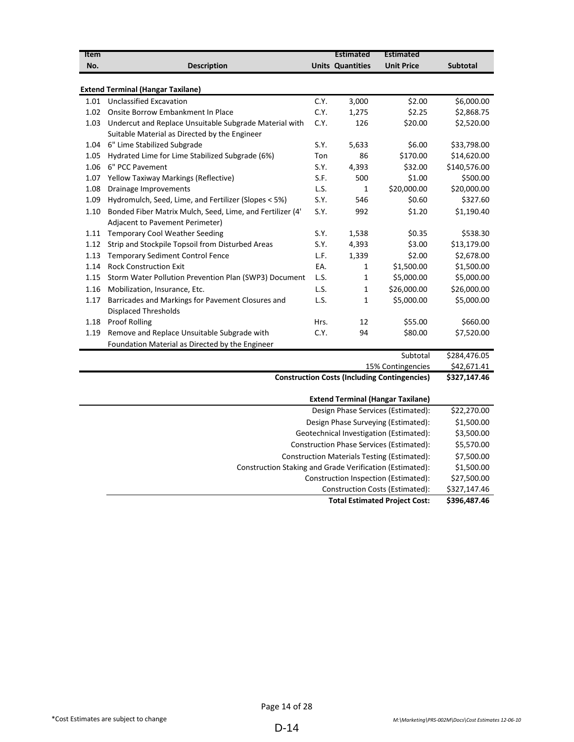| Item No. | Description | Units | Estimated Quantities | Estimated Unit Price | Subtotal |
|---|---|---|---|---|---|
| **Extend Terminal (Hangar Taxilane)** | | | | | |
| 1.01 | Unclassified Excavation | C.Y. | 3,000 | $2.00 | $6,000.00 |
| 1.02 | Onsite Borrow Embankment In Place | C.Y. | 1,275 | $2.25 | $2,868.75 |
| 1.03 | Undercut and Replace Unsuitable Subgrade Material with Suitable Material as Directed by the Engineer | C.Y. | 126 | $20.00 | $2,520.00 |
| 1.04 | 6" Lime Stabilized Subgrade | S.Y. | 5,633 | $6.00 | $33,798.00 |
| 1.05 | Hydrated Lime for Lime Stabilized Subgrade (6%) | Ton | 86 | $170.00 | $14,620.00 |
| 1.06 | 6" PCC Pavement | S.Y. | 4,393 | $32.00 | $140,576.00 |
| 1.07 | Yellow Taxiway Markings (Reflective) | S.F. | 500 | $1.00 | $500.00 |
| 1.08 | Drainage Improvements | L.S. | 1 | $20,000.00 | $20,000.00 |
| 1.09 | Hydromulch, Seed, Lime, and Fertilizer (Slopes < 5%) | S.Y. | 546 | $0.60 | $327.60 |
| 1.10 | Bonded Fiber Matrix Mulch, Seed, Lime, and Fertilizer (4' Adjacent to Pavement Perimeter) | S.Y. | 992 | $1.20 | $1,190.40 |
| 1.11 | Temporary Cool Weather Seeding | S.Y. | 1,538 | $0.35 | $538.30 |
| 1.12 | Strip and Stockpile Topsoil from Disturbed Areas | S.Y. | 4,393 | $3.00 | $13,179.00 |
| 1.13 | Temporary Sediment Control Fence | L.F. | 1,339 | $2.00 | $2,678.00 |
| 1.14 | Rock Construction Exit | EA. | 1 | $1,500.00 | $1,500.00 |
| 1.15 | Storm Water Pollution Prevention Plan (SWP3) Document | L.S. | 1 | $5,000.00 | $5,000.00 |
| 1.16 | Mobilization, Insurance, Etc. | L.S. | 1 | $26,000.00 | $26,000.00 |
| 1.17 | Barricades and Markings for Pavement Closures and Displaced Thresholds | L.S. | 1 | $5,000.00 | $5,000.00 |
| 1.18 | Proof Rolling | Hrs. | 12 | $55.00 | $660.00 |
| 1.19 | Remove and Replace Unsuitable Subgrade with Foundation Material as Directed by the Engineer | C.Y. | 94 | $80.00 | $7,520.00 |
| | | | | Subtotal | $284,476.05 |
| | | | | 15% Contingencies | $42,671.41 |
| | | | | **Construction Costs (Including Contingencies)** | **$327,147.46** |

| **Extend Terminal (Hangar Taxilane)** | |
|---|---|
| Design Phase Services (Estimated): | $22,270.00 |
| Design Phase Surveying (Estimated): | $1,500.00 |
| Geotechnical Investigation (Estimated): | $3,500.00 |
| Construction Phase Services (Estimated): | $5,570.00 |
| Construction Materials Testing (Estimated): | $7,500.00 |
| Construction Staking and Grade Verification (Estimated): | $1,500.00 |
| Construction Inspection (Estimated): | $27,500.00 |
| Construction Costs (Estimated): | $327,147.46 |
| **Total Estimated Project Cost:** | **$396,487.46** |

*Cost Estimates are subject to change

M:\Marketing\PRS-002M\Docs\Cost Estimates 12-06-10

D-14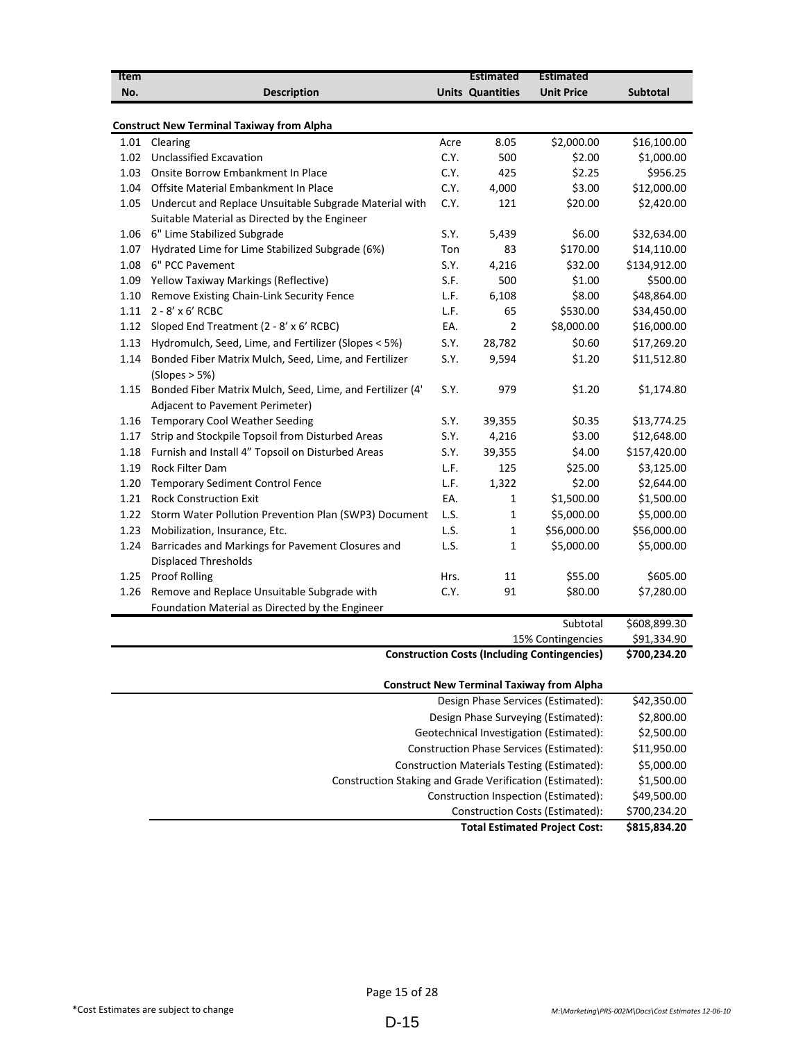| Item No. | Description | Units | Estimated Quantities | Estimated Unit Price | Subtotal |
|---|---|---|---|---|---|
| | **Construct New Terminal Taxiway from Alpha** | | | | |
| 1.01 | Clearing | Acre | 8.05 | $2,000.00 | $16,100.00 |
| 1.02 | Unclassified Excavation | C.Y. | 500 | $2.00 | $1,000.00 |
| 1.03 | Onsite Borrow Embankment In Place | C.Y. | 425 | $2.25 | $956.25 |
| 1.04 | Offsite Material Embankment In Place | C.Y. | 4,000 | $3.00 | $12,000.00 |
| 1.05 | Undercut and Replace Unsuitable Subgrade Material with Suitable Material as Directed by the Engineer | C.Y. | 121 | $20.00 | $2,420.00 |
| 1.06 | 6" Lime Stabilized Subgrade | S.Y. | 5,439 | $6.00 | $32,634.00 |
| 1.07 | Hydrated Lime for Lime Stabilized Subgrade (6%) | Ton | 83 | $170.00 | $14,110.00 |
| 1.08 | 6" PCC Pavement | S.Y. | 4,216 | $32.00 | $134,912.00 |
| 1.09 | Yellow Taxiway Markings (Reflective) | S.F. | 500 | $1.00 | $500.00 |
| 1.10 | Remove Existing Chain-Link Security Fence | L.F. | 6,108 | $8.00 | $48,864.00 |
| 1.11 | 2 - 8' x 6' RCBC | L.F. | 65 | $530.00 | $34,450.00 |
| 1.12 | Sloped End Treatment (2 - 8' x 6' RCBC) | EA. | 2 | $8,000.00 | $16,000.00 |
| 1.13 | Hydromulch, Seed, Lime, and Fertilizer (Slopes < 5%) | S.Y. | 28,782 | $0.60 | $17,269.20 |
| 1.14 | Bonded Fiber Matrix Mulch, Seed, Lime, and Fertilizer (Slopes > 5%) | S.Y. | 9,594 | $1.20 | $11,512.80 |
| 1.15 | Bonded Fiber Matrix Mulch, Seed, Lime, and Fertilizer (4' Adjacent to Pavement Perimeter) | S.Y. | 979 | $1.20 | $1,174.80 |
| 1.16 | Temporary Cool Weather Seeding | S.Y. | 39,355 | $0.35 | $13,774.25 |
| 1.17 | Strip and Stockpile Topsoil from Disturbed Areas | S.Y. | 4,216 | $3.00 | $12,648.00 |
| 1.18 | Furnish and Install 4" Topsoil on Disturbed Areas | S.Y. | 39,355 | $4.00 | $157,420.00 |
| 1.19 | Rock Filter Dam | L.F. | 125 | $25.00 | $3,125.00 |
| 1.20 | Temporary Sediment Control Fence | L.F. | 1,322 | $2.00 | $2,644.00 |
| 1.21 | Rock Construction Exit | EA. | 1 | $1,500.00 | $1,500.00 |
| 1.22 | Storm Water Pollution Prevention Plan (SWP3) Document | L.S. | 1 | $5,000.00 | $5,000.00 |
| 1.23 | Mobilization, Insurance, Etc. | L.S. | 1 | $56,000.00 | $56,000.00 |
| 1.24 | Barricades and Markings for Pavement Closures and Displaced Thresholds | L.S. | 1 | $5,000.00 | $5,000.00 |
| 1.25 | Proof Rolling | Hrs. | 11 | $55.00 | $605.00 |
| 1.26 | Remove and Replace Unsuitable Subgrade with Foundation Material as Directed by the Engineer | C.Y. | 91 | $80.00 | $7,280.00 |
| | | | | Subtotal | $608,899.30 |
| | | | | 15% Contingencies | $91,334.90 |
| | | | | **Construction Costs (Including Contingencies)** | **$700,234.20** |

| **Construct New Terminal Taxiway from Alpha** | |
|---|---|
| Design Phase Services (Estimated): | $42,350.00 |
| Design Phase Surveying (Estimated): | $2,800.00 |
| Geotechnical Investigation (Estimated): | $2,500.00 |
| Construction Phase Services (Estimated): | $11,950.00 |
| Construction Materials Testing (Estimated): | $5,000.00 |
| Construction Staking and Grade Verification (Estimated): | $1,500.00 |
| Construction Inspection (Estimated): | $49,500.00 |
| Construction Costs (Estimated): | $700,234.20 |
| **Total Estimated Project Cost:** | **$815,834.20** |

*Cost Estimates are subject to change

M:\Marketing\PRS-002M\Docs\Cost Estimates 12-06-10

D-15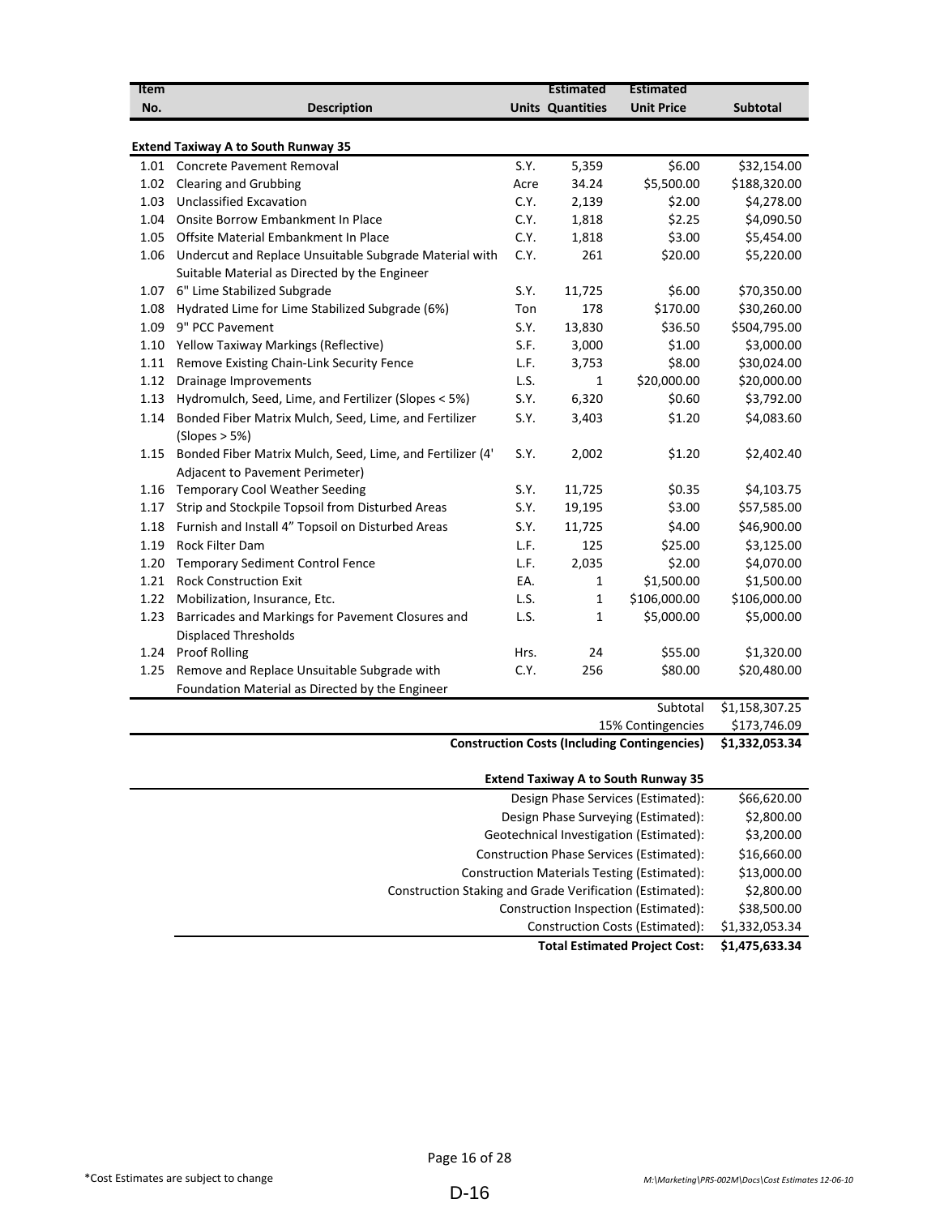| Item No. | Description | Units | Estimated Quantities | Estimated Unit Price | Subtotal |
|---|---|---|---|---|---|
| | **Extend Taxiway A to South Runway 35** | | | | |
| 1.01 | Concrete Pavement Removal | S.Y. | 5,359 | $6.00 | $32,154.00 |
| 1.02 | Clearing and Grubbing | Acre | 34.24 | $5,500.00 | $188,320.00 |
| 1.03 | Unclassified Excavation | C.Y. | 2,139 | $2.00 | $4,278.00 |
| 1.04 | Onsite Borrow Embankment In Place | C.Y. | 1,818 | $2.25 | $4,090.50 |
| 1.05 | Offsite Material Embankment In Place | C.Y. | 1,818 | $3.00 | $5,454.00 |
| 1.06 | Undercut and Replace Unsuitable Subgrade Material with Suitable Material as Directed by the Engineer | C.Y. | 261 | $20.00 | $5,220.00 |
| 1.07 | 6" Lime Stabilized Subgrade | S.Y. | 11,725 | $6.00 | $70,350.00 |
| 1.08 | Hydrated Lime for Lime Stabilized Subgrade (6%) | Ton | 178 | $170.00 | $30,260.00 |
| 1.09 | 9" PCC Pavement | S.Y. | 13,830 | $36.50 | $504,795.00 |
| 1.10 | Yellow Taxiway Markings (Reflective) | S.F. | 3,000 | $1.00 | $3,000.00 |
| 1.11 | Remove Existing Chain-Link Security Fence | L.F. | 3,753 | $8.00 | $30,024.00 |
| 1.12 | Drainage Improvements | L.S. | 1 | $20,000.00 | $20,000.00 |
| 1.13 | Hydromulch, Seed, Lime, and Fertilizer (Slopes < 5%) | S.Y. | 6,320 | $0.60 | $3,792.00 |
| 1.14 | Bonded Fiber Matrix Mulch, Seed, Lime, and Fertilizer (Slopes > 5%) | S.Y. | 3,403 | $1.20 | $4,083.60 |
| 1.15 | Bonded Fiber Matrix Mulch, Seed, Lime, and Fertilizer (4' Adjacent to Pavement Perimeter) | S.Y. | 2,002 | $1.20 | $2,402.40 |
| 1.16 | Temporary Cool Weather Seeding | S.Y. | 11,725 | $0.35 | $4,103.75 |
| 1.17 | Strip and Stockpile Topsoil from Disturbed Areas | S.Y. | 19,195 | $3.00 | $57,585.00 |
| 1.18 | Furnish and Install 4" Topsoil on Disturbed Areas | S.Y. | 11,725 | $4.00 | $46,900.00 |
| 1.19 | Rock Filter Dam | L.F. | 125 | $25.00 | $3,125.00 |
| 1.20 | Temporary Sediment Control Fence | L.F. | 2,035 | $2.00 | $4,070.00 |
| 1.21 | Rock Construction Exit | EA. | 1 | $1,500.00 | $1,500.00 |
| 1.22 | Mobilization, Insurance, Etc. | L.S. | 1 | $106,000.00 | $106,000.00 |
| 1.23 | Barricades and Markings for Pavement Closures and Displaced Thresholds | L.S. | 1 | $5,000.00 | $5,000.00 |
| 1.24 | Proof Rolling | Hrs. | 24 | $55.00 | $1,320.00 |
| 1.25 | Remove and Replace Unsuitable Subgrade with Foundation Material as Directed by the Engineer | C.Y. | 256 | $80.00 | $20,480.00 |
| | | | | Subtotal | $1,158,307.25 |
| | | | | 15% Contingencies | $173,746.09 |
| | | | | **Construction Costs (Including Contingencies)** | **$1,332,053.34** |

| **Extend Taxiway A to South Runway 35** | |
|---|---|
| Design Phase Services (Estimated): | $66,620.00 |
| Design Phase Surveying (Estimated): | $2,800.00 |
| Geotechnical Investigation (Estimated): | $3,200.00 |
| Construction Phase Services (Estimated): | $16,660.00 |
| Construction Materials Testing (Estimated): | $13,000.00 |
| Construction Staking and Grade Verification (Estimated): | $2,800.00 |
| Construction Inspection (Estimated): | $38,500.00 |
| Construction Costs (Estimated): | $1,332,053.34 |
| **Total Estimated Project Cost:** | **$1,475,633.34** |

*Cost Estimates are subject to change

*M:\Marketing\PRS-002M\Docs\Cost Estimates 12-06-10*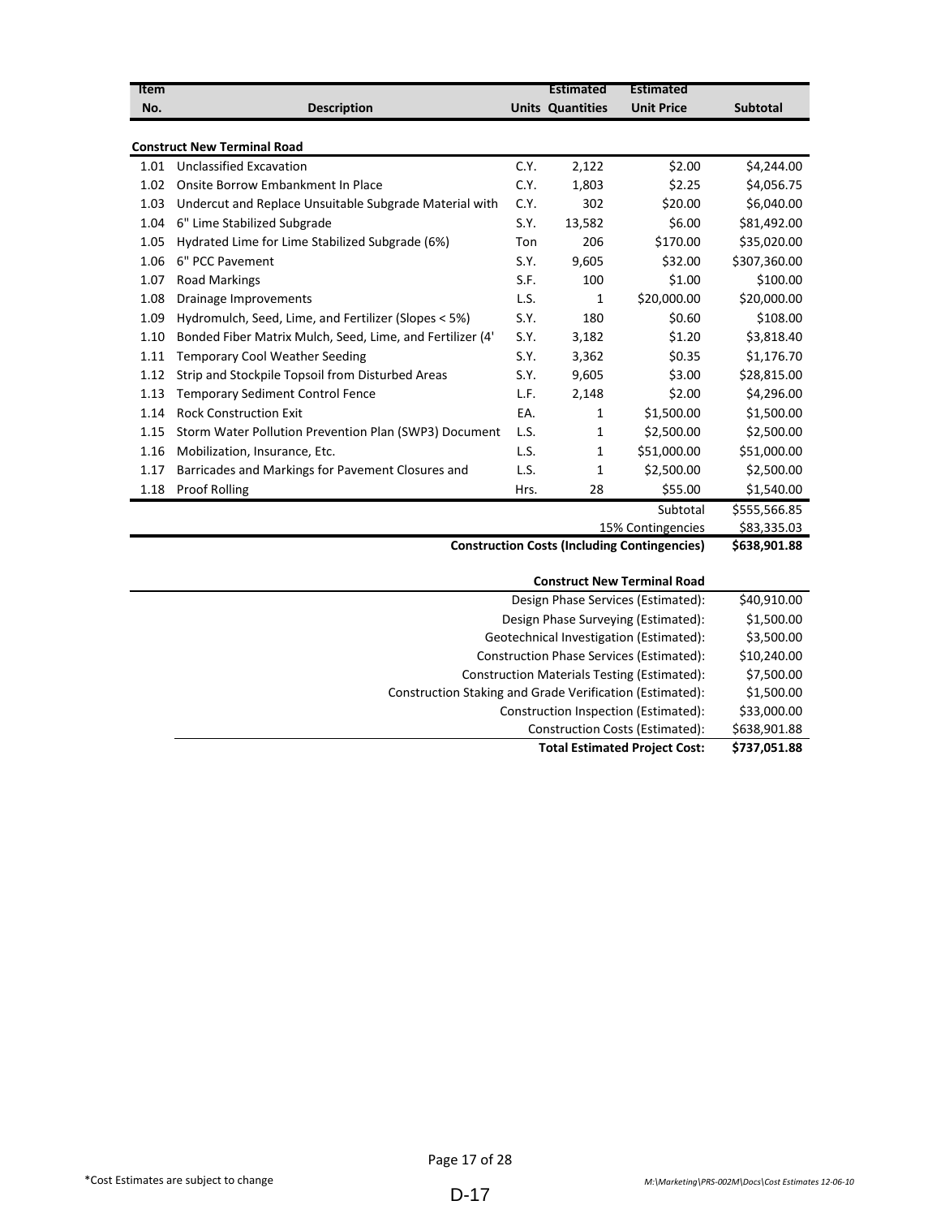| Item No. | Description | Units | Estimated Quantities | Estimated Unit Price | Subtotal |
|---|---|---|---|---|---|
| **Construct New Terminal Road** | | | | | |
| 1.01 | Unclassified Excavation | C.Y. | 2,122 | $2.00 | $4,244.00 |
| 1.02 | Onsite Borrow Embankment In Place | C.Y. | 1,803 | $2.25 | $4,056.75 |
| 1.03 | Undercut and Replace Unsuitable Subgrade Material with | C.Y. | 302 | $20.00 | $6,040.00 |
| 1.04 | 6" Lime Stabilized Subgrade | S.Y. | 13,582 | $6.00 | $81,492.00 |
| 1.05 | Hydrated Lime for Lime Stabilized Subgrade (6%) | Ton | 206 | $170.00 | $35,020.00 |
| 1.06 | 6" PCC Pavement | S.Y. | 9,605 | $32.00 | $307,360.00 |
| 1.07 | Road Markings | S.F. | 100 | $1.00 | $100.00 |
| 1.08 | Drainage Improvements | L.S. | 1 | $20,000.00 | $20,000.00 |
| 1.09 | Hydromulch, Seed, Lime, and Fertilizer (Slopes < 5%) | S.Y. | 180 | $0.60 | $108.00 |
| 1.10 | Bonded Fiber Matrix Mulch, Seed, Lime, and Fertilizer (4' | S.Y. | 3,182 | $1.20 | $3,818.40 |
| 1.11 | Temporary Cool Weather Seeding | S.Y. | 3,362 | $0.35 | $1,176.70 |
| 1.12 | Strip and Stockpile Topsoil from Disturbed Areas | S.Y. | 9,605 | $3.00 | $28,815.00 |
| 1.13 | Temporary Sediment Control Fence | L.F. | 2,148 | $2.00 | $4,296.00 |
| 1.14 | Rock Construction Exit | EA. | 1 | $1,500.00 | $1,500.00 |
| 1.15 | Storm Water Pollution Prevention Plan (SWP3) Document | L.S. | 1 | $2,500.00 | $2,500.00 |
| 1.16 | Mobilization, Insurance, Etc. | L.S. | 1 | $51,000.00 | $51,000.00 |
| 1.17 | Barricades and Markings for Pavement Closures and | L.S. | 1 | $2,500.00 | $2,500.00 |
| 1.18 | Proof Rolling | Hrs. | 28 | $55.00 | $1,540.00 |
| | | | | Subtotal | $555,566.85 |
| | | | | 15% Contingencies | $83,335.03 |
| | | | | **Construction Costs (Including Contingencies)** | **$638,901.88** |

| **Construct New Terminal Road** | |
|---|---|
| Design Phase Services (Estimated): | $40,910.00 |
| Design Phase Surveying (Estimated): | $1,500.00 |
| Geotechnical Investigation (Estimated): | $3,500.00 |
| Construction Phase Services (Estimated): | $10,240.00 |
| Construction Materials Testing (Estimated): | $7,500.00 |
| Construction Staking and Grade Verification (Estimated): | $1,500.00 |
| Construction Inspection (Estimated): | $33,000.00 |
| Construction Costs (Estimated): | $638,901.88 |
| **Total Estimated Project Cost:** | **$737,051.88** |

*Cost Estimates are subject to change

M:\Marketing\PRS-002M\Docs\Cost Estimates 12-06-10

D-17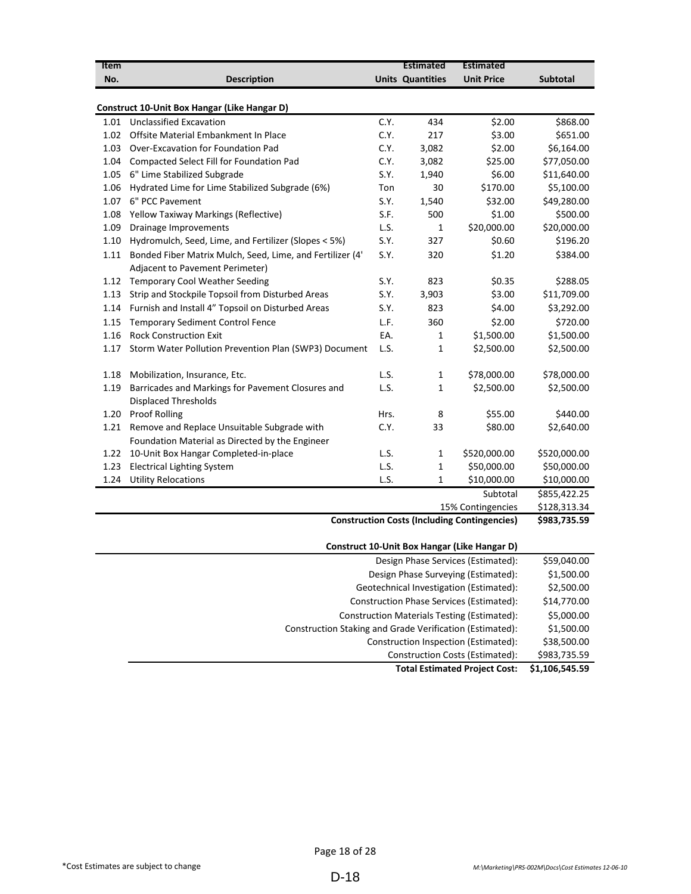| Item No. | Description | Units | Estimated Quantities | Estimated Unit Price | Subtotal |
|---|---|---|---|---|---|
| | **Construct 10-Unit Box Hangar (Like Hangar D)** | | | | |
| 1.01 | Unclassified Excavation | C.Y. | 434 | $2.00 | $868.00 |
| 1.02 | Offsite Material Embankment In Place | C.Y. | 217 | $3.00 | $651.00 |
| 1.03 | Over-Excavation for Foundation Pad | C.Y. | 3,082 | $2.00 | $6,164.00 |
| 1.04 | Compacted Select Fill for Foundation Pad | C.Y. | 3,082 | $25.00 | $77,050.00 |
| 1.05 | 6" Lime Stabilized Subgrade | S.Y. | 1,940 | $6.00 | $11,640.00 |
| 1.06 | Hydrated Lime for Lime Stabilized Subgrade (6%) | Ton | 30 | $170.00 | $5,100.00 |
| 1.07 | 6" PCC Pavement | S.Y. | 1,540 | $32.00 | $49,280.00 |
| 1.08 | Yellow Taxiway Markings (Reflective) | S.F. | 500 | $1.00 | $500.00 |
| 1.09 | Drainage Improvements | L.S. | 1 | $20,000.00 | $20,000.00 |
| 1.10 | Hydromulch, Seed, Lime, and Fertilizer (Slopes < 5%) | S.Y. | 327 | $0.60 | $196.20 |
| 1.11 | Bonded Fiber Matrix Mulch, Seed, Lime, and Fertilizer (4' Adjacent to Pavement Perimeter) | S.Y. | 320 | $1.20 | $384.00 |
| 1.12 | Temporary Cool Weather Seeding | S.Y. | 823 | $0.35 | $288.05 |
| 1.13 | Strip and Stockpile Topsoil from Disturbed Areas | S.Y. | 3,903 | $3.00 | $11,709.00 |
| 1.14 | Furnish and Install 4" Topsoil on Disturbed Areas | S.Y. | 823 | $4.00 | $3,292.00 |
| 1.15 | Temporary Sediment Control Fence | L.F. | 360 | $2.00 | $720.00 |
| 1.16 | Rock Construction Exit | EA. | 1 | $1,500.00 | $1,500.00 |
| 1.17 | Storm Water Pollution Prevention Plan (SWP3) Document | L.S. | 1 | $2,500.00 | $2,500.00 |
| 1.18 | Mobilization, Insurance, Etc. | L.S. | 1 | $78,000.00 | $78,000.00 |
| 1.19 | Barricades and Markings for Pavement Closures and Displaced Thresholds | L.S. | 1 | $2,500.00 | $2,500.00 |
| 1.20 | Proof Rolling | Hrs. | 8 | $55.00 | $440.00 |
| 1.21 | Remove and Replace Unsuitable Subgrade with Foundation Material as Directed by the Engineer | C.Y. | 33 | $80.00 | $2,640.00 |
| 1.22 | 10-Unit Box Hangar Completed-in-place | L.S. | 1 | $520,000.00 | $520,000.00 |
| 1.23 | Electrical Lighting System | L.S. | 1 | $50,000.00 | $50,000.00 |
| 1.24 | Utility Relocations | L.S. | 1 | $10,000.00 | $10,000.00 |
| | | | | Subtotal | $855,422.25 |
| | | | | 15% Contingencies | $128,313.34 |
| | | | | **Construction Costs (Including Contingencies)** | **$983,735.59** |

**Construct 10-Unit Box Hangar (Like Hangar D)**

| | |
|---|---|
| Design Phase Services (Estimated): | $59,040.00 |
| Design Phase Surveying (Estimated): | $1,500.00 |
| Geotechnical Investigation (Estimated): | $2,500.00 |
| Construction Phase Services (Estimated): | $14,770.00 |
| Construction Materials Testing (Estimated): | $5,000.00 |
| Construction Staking and Grade Verification (Estimated): | $1,500.00 |
| Construction Inspection (Estimated): | $38,500.00 |
| Construction Costs (Estimated): | $983,735.59 |
| **Total Estimated Project Cost:** | **$1,106,545.59** |

*Cost Estimates are subject to change

M:\Marketing\PRS-002M\Docs\Cost Estimates 12-06-10

D-18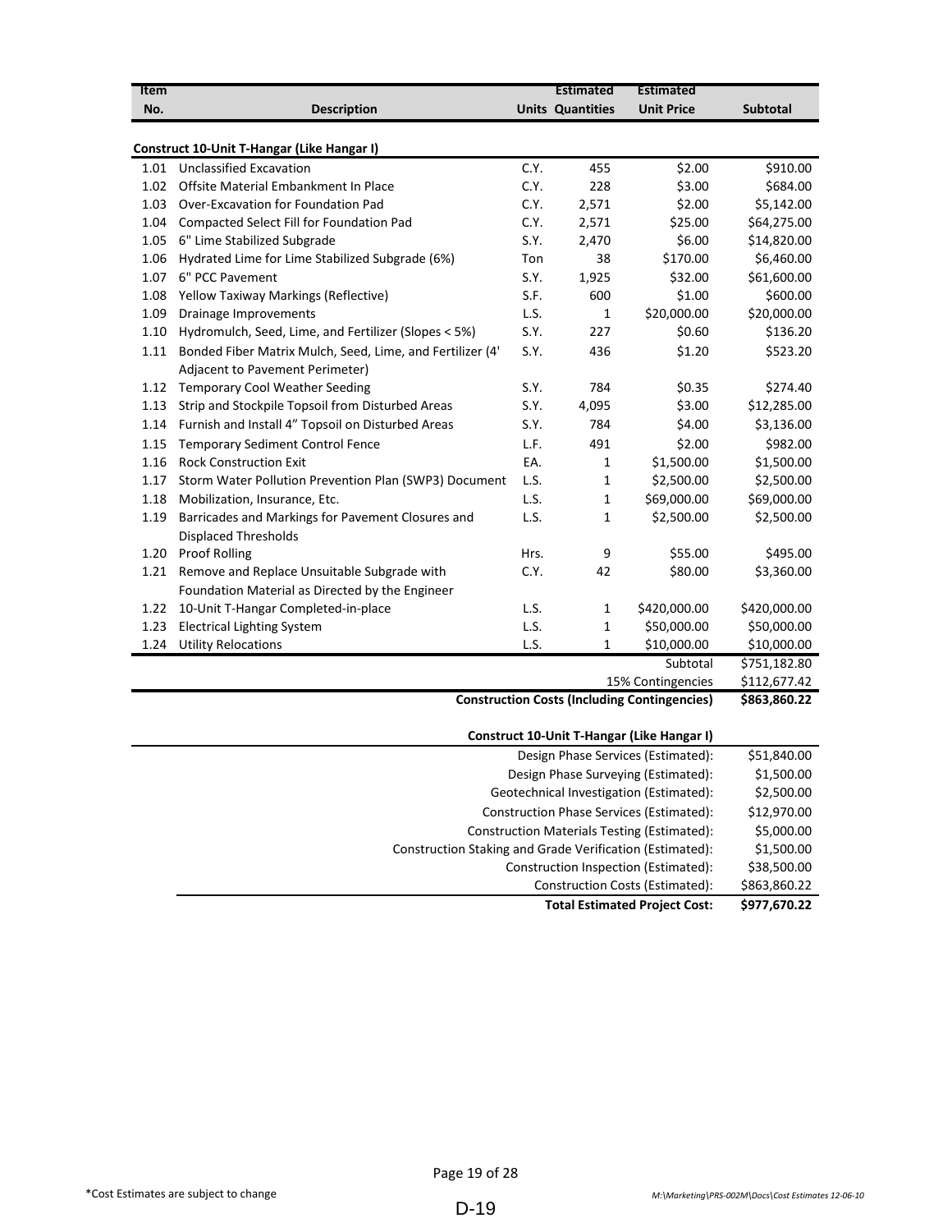| Item No. | Description | Units | Estimated Quantities | Estimated Unit Price | Subtotal |
|---|---|---|---|---|---|
| | **Construct 10-Unit T-Hangar (Like Hangar I)** | | | | |
| 1.01 | Unclassified Excavation | C.Y. | 455 | $2.00 | $910.00 |
| 1.02 | Offsite Material Embankment In Place | C.Y. | 228 | $3.00 | $684.00 |
| 1.03 | Over-Excavation for Foundation Pad | C.Y. | 2,571 | $2.00 | $5,142.00 |
| 1.04 | Compacted Select Fill for Foundation Pad | C.Y. | 2,571 | $25.00 | $64,275.00 |
| 1.05 | 6" Lime Stabilized Subgrade | S.Y. | 2,470 | $6.00 | $14,820.00 |
| 1.06 | Hydrated Lime for Lime Stabilized Subgrade (6%) | Ton | 38 | $170.00 | $6,460.00 |
| 1.07 | 6" PCC Pavement | S.Y. | 1,925 | $32.00 | $61,600.00 |
| 1.08 | Yellow Taxiway Markings (Reflective) | S.F. | 600 | $1.00 | $600.00 |
| 1.09 | Drainage Improvements | L.S. | 1 | $20,000.00 | $20,000.00 |
| 1.10 | Hydromulch, Seed, Lime, and Fertilizer (Slopes < 5%) | S.Y. | 227 | $0.60 | $136.20 |
| 1.11 | Bonded Fiber Matrix Mulch, Seed, Lime, and Fertilizer (4' Adjacent to Pavement Perimeter) | S.Y. | 436 | $1.20 | $523.20 |
| 1.12 | Temporary Cool Weather Seeding | S.Y. | 784 | $0.35 | $274.40 |
| 1.13 | Strip and Stockpile Topsoil from Disturbed Areas | S.Y. | 4,095 | $3.00 | $12,285.00 |
| 1.14 | Furnish and Install 4" Topsoil on Disturbed Areas | S.Y. | 784 | $4.00 | $3,136.00 |
| 1.15 | Temporary Sediment Control Fence | L.F. | 491 | $2.00 | $982.00 |
| 1.16 | Rock Construction Exit | EA. | 1 | $1,500.00 | $1,500.00 |
| 1.17 | Storm Water Pollution Prevention Plan (SWP3) Document | L.S. | 1 | $2,500.00 | $2,500.00 |
| 1.18 | Mobilization, Insurance, Etc. | L.S. | 1 | $69,000.00 | $69,000.00 |
| 1.19 | Barricades and Markings for Pavement Closures and Displaced Thresholds | L.S. | 1 | $2,500.00 | $2,500.00 |
| 1.20 | Proof Rolling | Hrs. | 9 | $55.00 | $495.00 |
| 1.21 | Remove and Replace Unsuitable Subgrade with Foundation Material as Directed by the Engineer | C.Y. | 42 | $80.00 | $3,360.00 |
| 1.22 | 10-Unit T-Hangar Completed-in-place | L.S. | 1 | $420,000.00 | $420,000.00 |
| 1.23 | Electrical Lighting System | L.S. | 1 | $50,000.00 | $50,000.00 |
| 1.24 | Utility Relocations | L.S. | 1 | $10,000.00 | $10,000.00 |
| | | | | Subtotal | $751,182.80 |
| | | | | 15% Contingencies | $112,677.42 |
| | | | | **Construction Costs (Including Contingencies)** | **$863,860.22** |

| Construct 10-Unit T-Hangar (Like Hangar I) | |
|---|---|
| Design Phase Services (Estimated): | $51,840.00 |
| Design Phase Surveying (Estimated): | $1,500.00 |
| Geotechnical Investigation (Estimated): | $2,500.00 |
| Construction Phase Services (Estimated): | $12,970.00 |
| Construction Materials Testing (Estimated): | $5,000.00 |
| Construction Staking and Grade Verification (Estimated): | $1,500.00 |
| Construction Inspection (Estimated): | $38,500.00 |
| Construction Costs (Estimated): | $863,860.22 |
| **Total Estimated Project Cost:** | **$977,670.22** |

*Cost Estimates are subject to change

M:\Marketing\PRS-002M\Docs\Cost Estimates 12-06-10

D-19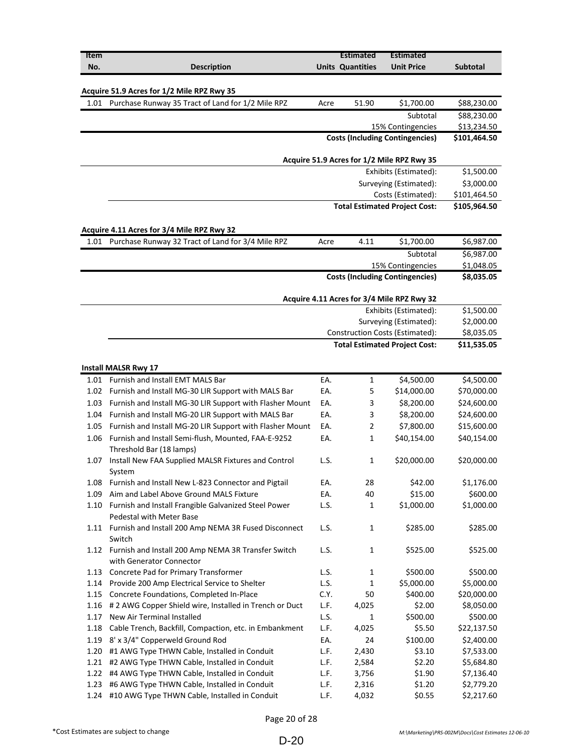| Item No. | Description | Units | Estimated Quantities | Estimated Unit Price | Subtotal |
|---|---|---|---|---|---|
| | **Acquire 51.9 Acres for 1/2 Mile RPZ Rwy 35** | | | | |
| 1.01 | Purchase Runway 35 Tract of Land for 1/2 Mile RPZ | Acre | 51.90 | $1,700.00 | $88,230.00 |
| | | | | Subtotal | $88,230.00 |
| | | | | 15% Contingencies | $13,234.50 |
| | | | | **Costs (Including Contingencies)** | **$101,464.50** |
| | | | | **Acquire 51.9 Acres for 1/2 Mile RPZ Rwy 35** | |
| | | | | Exhibits (Estimated): | $1,500.00 |
| | | | | Surveying (Estimated): | $3,000.00 |
| | | | | Costs (Estimated): | $101,464.50 |
| | | | | **Total Estimated Project Cost:** | **$105,964.50** |
| | **Acquire 4.11 Acres for 3/4 Mile RPZ Rwy 32** | | | | |
| 1.01 | Purchase Runway 32 Tract of Land for 3/4 Mile RPZ | Acre | 4.11 | $1,700.00 | $6,987.00 |
| | | | | Subtotal | $6,987.00 |
| | | | | 15% Contingencies | $1,048.05 |
| | | | | **Costs (Including Contingencies)** | **$8,035.05** |
| | | | | **Acquire 4.11 Acres for 3/4 Mile RPZ Rwy 32** | |
| | | | | Exhibits (Estimated): | $1,500.00 |
| | | | | Surveying (Estimated): | $2,000.00 |
| | | | | Construction Costs (Estimated): | $8,035.05 |
| | | | | **Total Estimated Project Cost:** | **$11,535.05** |
| | **Install MALSR Rwy 17** | | | | |
| 1.01 | Furnish and Install EMT MALS Bar | EA. | 1 | $4,500.00 | $4,500.00 |
| 1.02 | Furnish and Install MG-30 LIR Support with MALS Bar | EA. | 5 | $14,000.00 | $70,000.00 |
| 1.03 | Furnish and Install MG-30 LIR Support with Flasher Mount | EA. | 3 | $8,200.00 | $24,600.00 |
| 1.04 | Furnish and Install MG-20 LIR Support with MALS Bar | EA. | 3 | $8,200.00 | $24,600.00 |
| 1.05 | Furnish and Install MG-20 LIR Support with Flasher Mount | EA. | 2 | $7,800.00 | $15,600.00 |
| 1.06 | Furnish and Install Semi-flush, Mounted, FAA-E-9252 Threshold Bar (18 lamps) | EA. | 1 | $40,154.00 | $40,154.00 |
| 1.07 | Install New FAA Supplied MALSR Fixtures and Control System | L.S. | 1 | $20,000.00 | $20,000.00 |
| 1.08 | Furnish and Install New L-823 Connector and Pigtail | EA. | 28 | $42.00 | $1,176.00 |
| 1.09 | Aim and Label Above Ground MALS Fixture | EA. | 40 | $15.00 | $600.00 |
| 1.10 | Furnish and Install Frangible Galvanized Steel Power Pedestal with Meter Base | L.S. | 1 | $1,000.00 | $1,000.00 |
| 1.11 | Furnish and Install 200 Amp NEMA 3R Fused Disconnect Switch | L.S. | 1 | $285.00 | $285.00 |
| 1.12 | Furnish and Install 200 Amp NEMA 3R Transfer Switch with Generator Connector | L.S. | 1 | $525.00 | $525.00 |
| 1.13 | Concrete Pad for Primary Transformer | L.S. | 1 | $500.00 | $500.00 |
| 1.14 | Provide 200 Amp Electrical Service to Shelter | L.S. | 1 | $5,000.00 | $5,000.00 |
| 1.15 | Concrete Foundations, Completed In-Place | C.Y. | 50 | $400.00 | $20,000.00 |
| 1.16 | # 2 AWG Copper Shield wire, Installed in Trench or Duct | L.F. | 4,025 | $2.00 | $8,050.00 |
| 1.17 | New Air Terminal Installed | L.S. | 1 | $500.00 | $500.00 |
| 1.18 | Cable Trench, Backfill, Compaction, etc. in Embankment | L.F. | 4,025 | $5.50 | $22,137.50 |
| 1.19 | 8' x 3/4" Copperweld Ground Rod | EA. | 24 | $100.00 | $2,400.00 |
| 1.20 | #1 AWG Type THWN Cable, Installed in Conduit | L.F. | 2,430 | $3.10 | $7,533.00 |
| 1.21 | #2 AWG Type THWN Cable, Installed in Conduit | L.F. | 2,584 | $2.20 | $5,684.80 |
| 1.22 | #4 AWG Type THWN Cable, Installed in Conduit | L.F. | 3,756 | $1.90 | $7,136.40 |
| 1.23 | #6 AWG Type THWN Cable, Installed in Conduit | L.F. | 2,316 | $1.20 | $2,779.20 |
| 1.24 | #10 AWG Type THWN Cable, Installed in Conduit | L.F. | 4,032 | $0.55 | $2,217.60 |

*Cost Estimates are subject to change

M:\Marketing\PRS-002M\Docs\Cost Estimates 12-06-10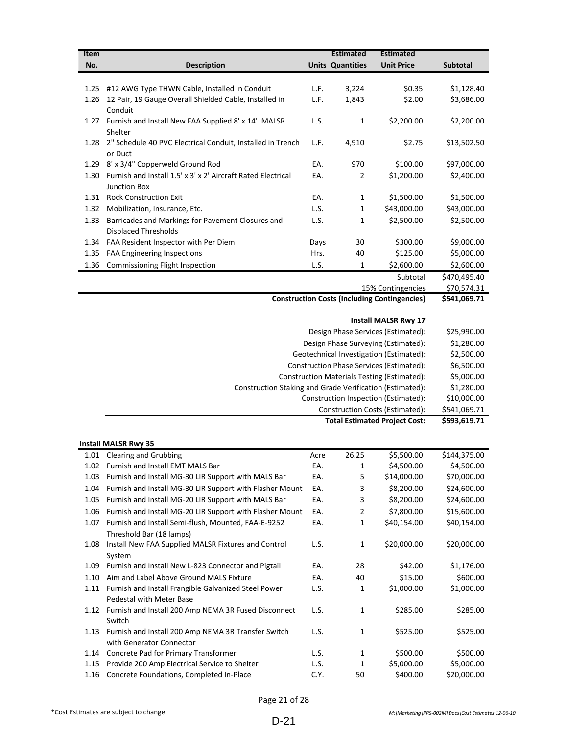| Item No. | Description | Units | Estimated Quantities | Estimated Unit Price | Subtotal |
|---|---|---|---|---|---|
| 1.25 | #12 AWG Type THWN Cable, Installed in Conduit | L.F. | 3,224 | $0.35 | $1,128.40 |
| 1.26 | 12 Pair, 19 Gauge Overall Shielded Cable, Installed in Conduit | L.F. | 1,843 | $2.00 | $3,686.00 |
| 1.27 | Furnish and Install New FAA Supplied 8' x 14' MALSR Shelter | L.S. | 1 | $2,200.00 | $2,200.00 |
| 1.28 | 2" Schedule 40 PVC Electrical Conduit, Installed in Trench or Duct | L.F. | 4,910 | $2.75 | $13,502.50 |
| 1.29 | 8' x 3/4" Copperweld Ground Rod | EA. | 970 | $100.00 | $97,000.00 |
| 1.30 | Furnish and Install 1.5' x 3' x 2' Aircraft Rated Electrical Junction Box | EA. | 2 | $1,200.00 | $2,400.00 |
| 1.31 | Rock Construction Exit | EA. | 1 | $1,500.00 | $1,500.00 |
| 1.32 | Mobilization, Insurance, Etc. | L.S. | 1 | $43,000.00 | $43,000.00 |
| 1.33 | Barricades and Markings for Pavement Closures and Displaced Thresholds | L.S. | 1 | $2,500.00 | $2,500.00 |
| 1.34 | FAA Resident Inspector with Per Diem | Days | 30 | $300.00 | $9,000.00 |
| 1.35 | FAA Engineering Inspections | Hrs. | 40 | $125.00 | $5,000.00 |
| 1.36 | Commissioning Flight Inspection | L.S. | 1 | $2,600.00 | $2,600.00 |
| | | | | Subtotal | $470,495.40 |
| | | | | 15% Contingencies | $70,574.31 |
| | | | | **Construction Costs (Including Contingencies)** | **$541,069.71** |

| **Install MALSR Rwy 17** | |
|---|---|
| Design Phase Services (Estimated): | $25,990.00 |
| Design Phase Surveying (Estimated): | $1,280.00 |
| Geotechnical Investigation (Estimated): | $2,500.00 |
| Construction Phase Services (Estimated): | $6,500.00 |
| Construction Materials Testing (Estimated): | $5,000.00 |
| Construction Staking and Grade Verification (Estimated): | $1,280.00 |
| Construction Inspection (Estimated): | $10,000.00 |
| Construction Costs (Estimated): | $541,069.71 |
| **Total Estimated Project Cost:** | **$593,619.71** |

**Install MALSR Rwy 35**

| Item No. | Description | Units | Estimated Quantities | Estimated Unit Price | Subtotal |
|---|---|---|---|---|---|
| 1.01 | Clearing and Grubbing | Acre | 26.25 | $5,500.00 | $144,375.00 |
| 1.02 | Furnish and Install EMT MALS Bar | EA. | 1 | $4,500.00 | $4,500.00 |
| 1.03 | Furnish and Install MG-30 LIR Support with MALS Bar | EA. | 5 | $14,000.00 | $70,000.00 |
| 1.04 | Furnish and Install MG-30 LIR Support with Flasher Mount | EA. | 3 | $8,200.00 | $24,600.00 |
| 1.05 | Furnish and Install MG-20 LIR Support with MALS Bar | EA. | 3 | $8,200.00 | $24,600.00 |
| 1.06 | Furnish and Install MG-20 LIR Support with Flasher Mount | EA. | 2 | $7,800.00 | $15,600.00 |
| 1.07 | Furnish and Install Semi-flush, Mounted, FAA-E-9252 Threshold Bar (18 lamps) | EA. | 1 | $40,154.00 | $40,154.00 |
| 1.08 | Install New FAA Supplied MALSR Fixtures and Control System | L.S. | 1 | $20,000.00 | $20,000.00 |
| 1.09 | Furnish and Install New L-823 Connector and Pigtail | EA. | 28 | $42.00 | $1,176.00 |
| 1.10 | Aim and Label Above Ground MALS Fixture | EA. | 40 | $15.00 | $600.00 |
| 1.11 | Furnish and Install Frangible Galvanized Steel Power Pedestal with Meter Base | L.S. | 1 | $1,000.00 | $1,000.00 |
| 1.12 | Furnish and Install 200 Amp NEMA 3R Fused Disconnect Switch | L.S. | 1 | $285.00 | $285.00 |
| 1.13 | Furnish and Install 200 Amp NEMA 3R Transfer Switch with Generator Connector | L.S. | 1 | $525.00 | $525.00 |
| 1.14 | Concrete Pad for Primary Transformer | L.S. | 1 | $500.00 | $500.00 |
| 1.15 | Provide 200 Amp Electrical Service to Shelter | L.S. | 1 | $5,000.00 | $5,000.00 |
| 1.16 | Concrete Foundations, Completed In-Place | C.Y. | 50 | $400.00 | $20,000.00 |

*Cost Estimates are subject to change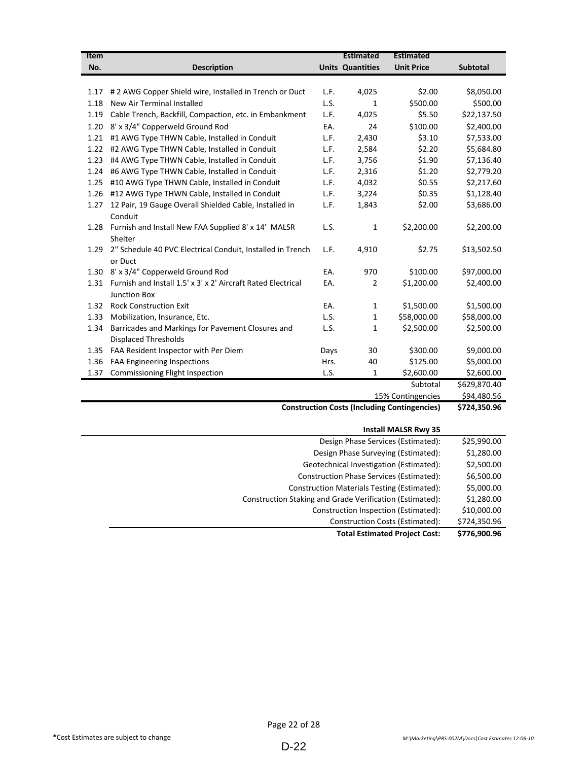| Item No. | Description | Units | Estimated Quantities | Estimated Unit Price | Subtotal |
|---|---|---|---|---|---|
| 1.17 | # 2 AWG Copper Shield wire, Installed in Trench or Duct | L.F. | 4,025 | $2.00 | $8,050.00 |
| 1.18 | New Air Terminal Installed | L.S. | 1 | $500.00 | $500.00 |
| 1.19 | Cable Trench, Backfill, Compaction, etc. in Embankment | L.F. | 4,025 | $5.50 | $22,137.50 |
| 1.20 | 8' x 3/4" Copperweld Ground Rod | EA. | 24 | $100.00 | $2,400.00 |
| 1.21 | #1 AWG Type THWN Cable, Installed in Conduit | L.F. | 2,430 | $3.10 | $7,533.00 |
| 1.22 | #2 AWG Type THWN Cable, Installed in Conduit | L.F. | 2,584 | $2.20 | $5,684.80 |
| 1.23 | #4 AWG Type THWN Cable, Installed in Conduit | L.F. | 3,756 | $1.90 | $7,136.40 |
| 1.24 | #6 AWG Type THWN Cable, Installed in Conduit | L.F. | 2,316 | $1.20 | $2,779.20 |
| 1.25 | #10 AWG Type THWN Cable, Installed in Conduit | L.F. | 4,032 | $0.55 | $2,217.60 |
| 1.26 | #12 AWG Type THWN Cable, Installed in Conduit | L.F. | 3,224 | $0.35 | $1,128.40 |
| 1.27 | 12 Pair, 19 Gauge Overall Shielded Cable, Installed in Conduit | L.F. | 1,843 | $2.00 | $3,686.00 |
| 1.28 | Furnish and Install New FAA Supplied 8' x 14' MALSR Shelter | L.S. | 1 | $2,200.00 | $2,200.00 |
| 1.29 | 2" Schedule 40 PVC Electrical Conduit, Installed in Trench or Duct | L.F. | 4,910 | $2.75 | $13,502.50 |
| 1.30 | 8' x 3/4" Copperweld Ground Rod | EA. | 970 | $100.00 | $97,000.00 |
| 1.31 | Furnish and Install 1.5' x 3' x 2' Aircraft Rated Electrical Junction Box | EA. | 2 | $1,200.00 | $2,400.00 |
| 1.32 | Rock Construction Exit | EA. | 1 | $1,500.00 | $1,500.00 |
| 1.33 | Mobilization, Insurance, Etc. | L.S. | 1 | $58,000.00 | $58,000.00 |
| 1.34 | Barricades and Markings for Pavement Closures and Displaced Thresholds | L.S. | 1 | $2,500.00 | $2,500.00 |
| 1.35 | FAA Resident Inspector with Per Diem | Days | 30 | $300.00 | $9,000.00 |
| 1.36 | FAA Engineering Inspections | Hrs. | 40 | $125.00 | $5,000.00 |
| 1.37 | Commissioning Flight Inspection | L.S. | 1 | $2,600.00 | $2,600.00 |
| | | | | Subtotal | $629,870.40 |
| | | | | 15% Contingencies | $94,480.56 |
| | **Construction Costs (Including Contingencies)** | | | | **$724,350.96** |

| **Install MALSR Rwy 35** | |
|---|---|
| Design Phase Services (Estimated): | $25,990.00 |
| Design Phase Surveying (Estimated): | $1,280.00 |
| Geotechnical Investigation (Estimated): | $2,500.00 |
| Construction Phase Services (Estimated): | $6,500.00 |
| Construction Materials Testing (Estimated): | $5,000.00 |
| Construction Staking and Grade Verification (Estimated): | $1,280.00 |
| Construction Inspection (Estimated): | $10,000.00 |
| Construction Costs (Estimated): | $724,350.96 |
| **Total Estimated Project Cost:** | **$776,900.96** |

*Cost Estimates are subject to change

M:\Marketing\PRS-002M\Docs\Cost Estimates 12-06-10

D-22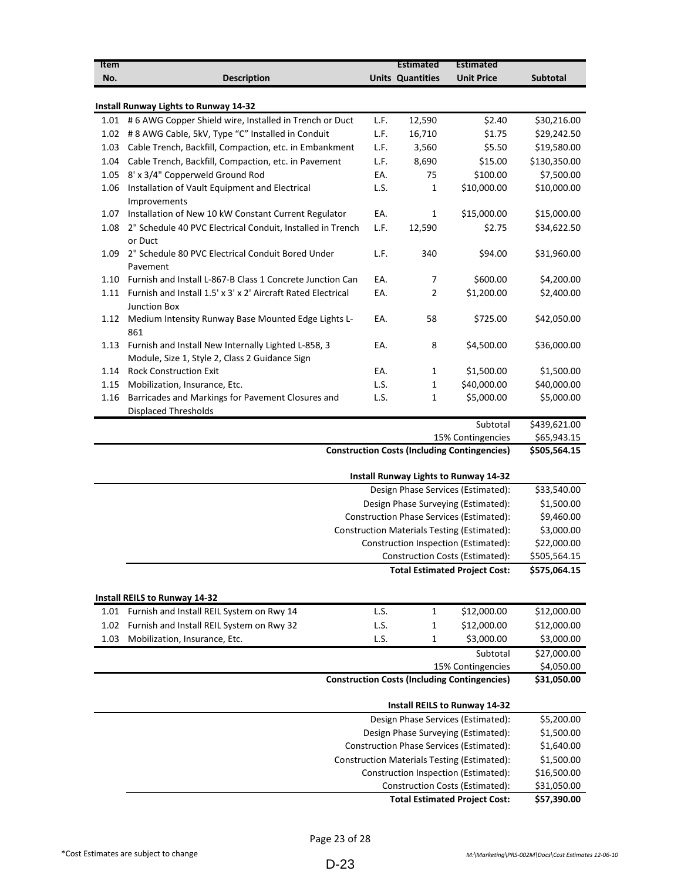| Item No. | Description | Units | Estimated Quantities | Estimated Unit Price | Subtotal |
|---|---|---|---|---|---|
| | **Install Runway Lights to Runway 14-32** | | | | |
| 1.01 | # 6 AWG Copper Shield wire, Installed in Trench or Duct | L.F. | 12,590 | $2.40 | $30,216.00 |
| 1.02 | # 8 AWG Cable, 5kV, Type "C" Installed in Conduit | L.F. | 16,710 | $1.75 | $29,242.50 |
| 1.03 | Cable Trench, Backfill, Compaction, etc. in Embankment | L.F. | 3,560 | $5.50 | $19,580.00 |
| 1.04 | Cable Trench, Backfill, Compaction, etc. in Pavement | L.F. | 8,690 | $15.00 | $130,350.00 |
| 1.05 | 8' x 3/4" Copperweld Ground Rod | EA. | 75 | $100.00 | $7,500.00 |
| 1.06 | Installation of Vault Equipment and Electrical Improvements | L.S. | 1 | $10,000.00 | $10,000.00 |
| 1.07 | Installation of New 10 kW Constant Current Regulator | EA. | 1 | $15,000.00 | $15,000.00 |
| 1.08 | 2" Schedule 40 PVC Electrical Conduit, Installed in Trench or Duct | L.F. | 12,590 | $2.75 | $34,622.50 |
| 1.09 | 2" Schedule 80 PVC Electrical Conduit Bored Under Pavement | L.F. | 340 | $94.00 | $31,960.00 |
| 1.10 | Furnish and Install L-867-B Class 1 Concrete Junction Can | EA. | 7 | $600.00 | $4,200.00 |
| 1.11 | Furnish and Install 1.5' x 3' x 2' Aircraft Rated Electrical Junction Box | EA. | 2 | $1,200.00 | $2,400.00 |
| 1.12 | Medium Intensity Runway Base Mounted Edge Lights L-861 | EA. | 58 | $725.00 | $42,050.00 |
| 1.13 | Furnish and Install New Internally Lighted L-858, 3 Module, Size 1, Style 2, Class 2 Guidance Sign | EA. | 8 | $4,500.00 | $36,000.00 |
| 1.14 | Rock Construction Exit | EA. | 1 | $1,500.00 | $1,500.00 |
| 1.15 | Mobilization, Insurance, Etc. | L.S. | 1 | $40,000.00 | $40,000.00 |
| 1.16 | Barricades and Markings for Pavement Closures and Displaced Thresholds | L.S. | 1 | $5,000.00 | $5,000.00 |
| | | | | Subtotal | $439,621.00 |
| | | | | 15% Contingencies | $65,943.15 |
| | | | | **Construction Costs (Including Contingencies)** | **$505,564.15** |

| **Install Runway Lights to Runway 14-32** | |
|---|---|
| Design Phase Services (Estimated): | $33,540.00 |
| Design Phase Surveying (Estimated): | $1,500.00 |
| Construction Phase Services (Estimated): | $9,460.00 |
| Construction Materials Testing (Estimated): | $3,000.00 |
| Construction Inspection (Estimated): | $22,000.00 |
| Construction Costs (Estimated): | $505,564.15 |
| **Total Estimated Project Cost:** | **$575,064.15** |

| Item No. | Description | Units | Estimated Quantities | Estimated Unit Price | Subtotal |
|---|---|---|---|---|---|
| | **Install REILS to Runway 14-32** | | | | |
| 1.01 | Furnish and Install REIL System on Rwy 14 | L.S. | 1 | $12,000.00 | $12,000.00 |
| 1.02 | Furnish and Install REIL System on Rwy 32 | L.S. | 1 | $12,000.00 | $12,000.00 |
| 1.03 | Mobilization, Insurance, Etc. | L.S. | 1 | $3,000.00 | $3,000.00 |
| | | | | Subtotal | $27,000.00 |
| | | | | 15% Contingencies | $4,050.00 |
| | | | | **Construction Costs (Including Contingencies)** | **$31,050.00** |

| **Install REILS to Runway 14-32** | |
|---|---|
| Design Phase Services (Estimated): | $5,200.00 |
| Design Phase Surveying (Estimated): | $1,500.00 |
| Construction Phase Services (Estimated): | $1,640.00 |
| Construction Materials Testing (Estimated): | $1,500.00 |
| Construction Inspection (Estimated): | $16,500.00 |
| Construction Costs (Estimated): | $31,050.00 |
| **Total Estimated Project Cost:** | **$57,390.00** |

*Cost Estimates are subject to change

*M:\Marketing\PRS-002M\Docs\Cost Estimates 12-06-10*

D-23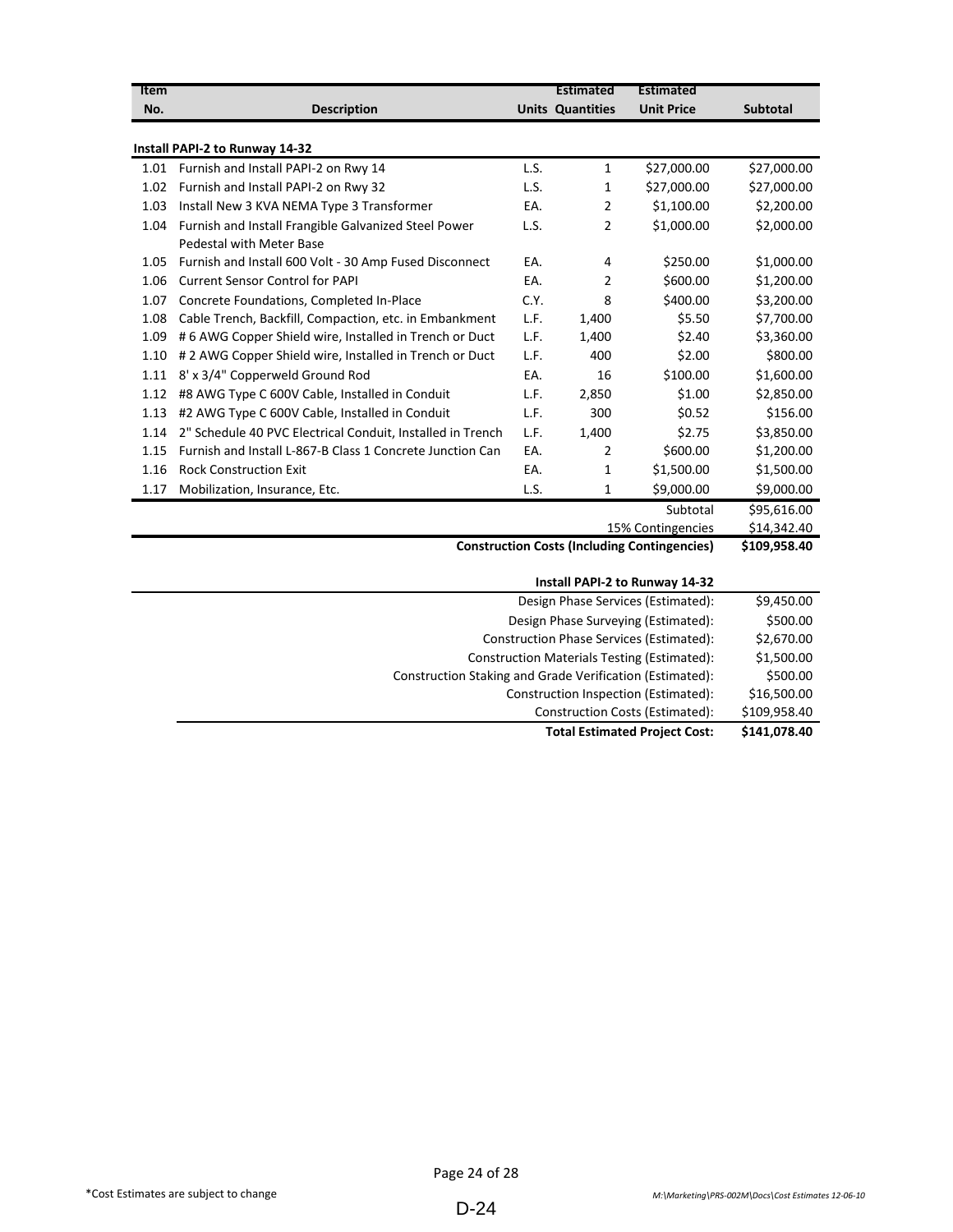| Item No. | Description | Units | Estimated Quantities | Estimated Unit Price | Subtotal |
|---|---|---|---|---|---|
| | **Install PAPI-2 to Runway 14-32** | | | | |
| 1.01 | Furnish and Install PAPI-2 on Rwy 14 | L.S. | 1 | $27,000.00 | $27,000.00 |
| 1.02 | Furnish and Install PAPI-2 on Rwy 32 | L.S. | 1 | $27,000.00 | $27,000.00 |
| 1.03 | Install New 3 KVA NEMA Type 3 Transformer | EA. | 2 | $1,100.00 | $2,200.00 |
| 1.04 | Furnish and Install Frangible Galvanized Steel Power Pedestal with Meter Base | L.S. | 2 | $1,000.00 | $2,000.00 |
| 1.05 | Furnish and Install 600 Volt - 30 Amp Fused Disconnect | EA. | 4 | $250.00 | $1,000.00 |
| 1.06 | Current Sensor Control for PAPI | EA. | 2 | $600.00 | $1,200.00 |
| 1.07 | Concrete Foundations, Completed In-Place | C.Y. | 8 | $400.00 | $3,200.00 |
| 1.08 | Cable Trench, Backfill, Compaction, etc. in Embankment | L.F. | 1,400 | $5.50 | $7,700.00 |
| 1.09 | # 6 AWG Copper Shield wire, Installed in Trench or Duct | L.F. | 1,400 | $2.40 | $3,360.00 |
| 1.10 | # 2 AWG Copper Shield wire, Installed in Trench or Duct | L.F. | 400 | $2.00 | $800.00 |
| 1.11 | 8' x 3/4" Copperweld Ground Rod | EA. | 16 | $100.00 | $1,600.00 |
| 1.12 | #8 AWG Type C 600V Cable, Installed in Conduit | L.F. | 2,850 | $1.00 | $2,850.00 |
| 1.13 | #2 AWG Type C 600V Cable, Installed in Conduit | L.F. | 300 | $0.52 | $156.00 |
| 1.14 | 2" Schedule 40 PVC Electrical Conduit, Installed in Trench | L.F. | 1,400 | $2.75 | $3,850.00 |
| 1.15 | Furnish and Install L-867-B Class 1 Concrete Junction Can | EA. | 2 | $600.00 | $1,200.00 |
| 1.16 | Rock Construction Exit | EA. | 1 | $1,500.00 | $1,500.00 |
| 1.17 | Mobilization, Insurance, Etc. | L.S. | 1 | $9,000.00 | $9,000.00 |
| | | | | Subtotal | $95,616.00 |
| | | | | 15% Contingencies | $14,342.40 |
| | | | | **Construction Costs (Including Contingencies)** | **$109,958.40** |

| **Install PAPI-2 to Runway 14-32** | |
|---|---|
| Design Phase Services (Estimated): | $9,450.00 |
| Design Phase Surveying (Estimated): | $500.00 |
| Construction Phase Services (Estimated): | $2,670.00 |
| Construction Materials Testing (Estimated): | $1,500.00 |
| Construction Staking and Grade Verification (Estimated): | $500.00 |
| Construction Inspection (Estimated): | $16,500.00 |
| Construction Costs (Estimated): | $109,958.40 |
| **Total Estimated Project Cost:** | **$141,078.40** |

*Cost Estimates are subject to change

M:\Marketing\PRS-002M\Docs\Cost Estimates 12-06-10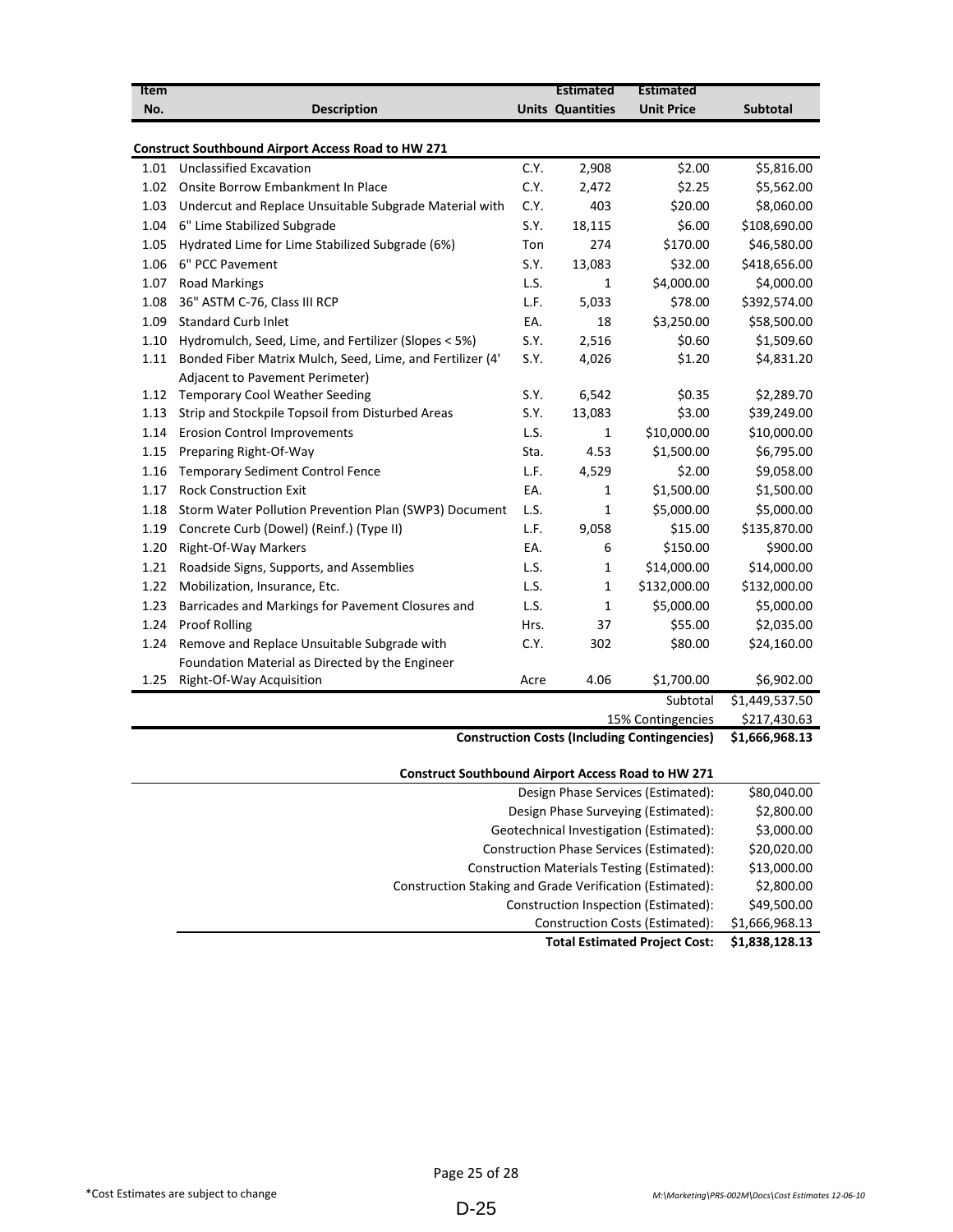| Item No. | Description | Units | Estimated Quantities | Estimated Unit Price | Subtotal |
|---|---|---|---|---|---|
| | **Construct Southbound Airport Access Road to HW 271** | | | | |
| 1.01 | Unclassified Excavation | C.Y. | 2,908 | $2.00 | $5,816.00 |
| 1.02 | Onsite Borrow Embankment In Place | C.Y. | 2,472 | $2.25 | $5,562.00 |
| 1.03 | Undercut and Replace Unsuitable Subgrade Material with | C.Y. | 403 | $20.00 | $8,060.00 |
| 1.04 | 6" Lime Stabilized Subgrade | S.Y. | 18,115 | $6.00 | $108,690.00 |
| 1.05 | Hydrated Lime for Lime Stabilized Subgrade (6%) | Ton | 274 | $170.00 | $46,580.00 |
| 1.06 | 6" PCC Pavement | S.Y. | 13,083 | $32.00 | $418,656.00 |
| 1.07 | Road Markings | L.S. | 1 | $4,000.00 | $4,000.00 |
| 1.08 | 36" ASTM C-76, Class III RCP | L.F. | 5,033 | $78.00 | $392,574.00 |
| 1.09 | Standard Curb Inlet | EA. | 18 | $3,250.00 | $58,500.00 |
| 1.10 | Hydromulch, Seed, Lime, and Fertilizer (Slopes < 5%) | S.Y. | 2,516 | $0.60 | $1,509.60 |
| 1.11 | Bonded Fiber Matrix Mulch, Seed, Lime, and Fertilizer (4' Adjacent to Pavement Perimeter) | S.Y. | 4,026 | $1.20 | $4,831.20 |
| 1.12 | Temporary Cool Weather Seeding | S.Y. | 6,542 | $0.35 | $2,289.70 |
| 1.13 | Strip and Stockpile Topsoil from Disturbed Areas | S.Y. | 13,083 | $3.00 | $39,249.00 |
| 1.14 | Erosion Control Improvements | L.S. | 1 | $10,000.00 | $10,000.00 |
| 1.15 | Preparing Right-Of-Way | Sta. | 4.53 | $1,500.00 | $6,795.00 |
| 1.16 | Temporary Sediment Control Fence | L.F. | 4,529 | $2.00 | $9,058.00 |
| 1.17 | Rock Construction Exit | EA. | 1 | $1,500.00 | $1,500.00 |
| 1.18 | Storm Water Pollution Prevention Plan (SWP3) Document | L.S. | 1 | $5,000.00 | $5,000.00 |
| 1.19 | Concrete Curb (Dowel) (Reinf.) (Type II) | L.F. | 9,058 | $15.00 | $135,870.00 |
| 1.20 | Right-Of-Way Markers | EA. | 6 | $150.00 | $900.00 |
| 1.21 | Roadside Signs, Supports, and Assemblies | L.S. | 1 | $14,000.00 | $14,000.00 |
| 1.22 | Mobilization, Insurance, Etc. | L.S. | 1 | $132,000.00 | $132,000.00 |
| 1.23 | Barricades and Markings for Pavement Closures and | L.S. | 1 | $5,000.00 | $5,000.00 |
| 1.24 | Proof Rolling | Hrs. | 37 | $55.00 | $2,035.00 |
| 1.24 | Remove and Replace Unsuitable Subgrade with Foundation Material as Directed by the Engineer | C.Y. | 302 | $80.00 | $24,160.00 |
| 1.25 | Right-Of-Way Acquisition | Acre | 4.06 | $1,700.00 | $6,902.00 |
| | | | | Subtotal | $1,449,537.50 |
| | | | | 15% Contingencies | $217,430.63 |
| | | | | **Construction Costs (Including Contingencies)** | **$1,666,968.13** |

**Construct Southbound Airport Access Road to HW 271**

| | |
|---|---|
| Design Phase Services (Estimated): | $80,040.00 |
| Design Phase Surveying (Estimated): | $2,800.00 |
| Geotechnical Investigation (Estimated): | $3,000.00 |
| Construction Phase Services (Estimated): | $20,020.00 |
| Construction Materials Testing (Estimated): | $13,000.00 |
| Construction Staking and Grade Verification (Estimated): | $2,800.00 |
| Construction Inspection (Estimated): | $49,500.00 |
| Construction Costs (Estimated): | $1,666,968.13 |
| **Total Estimated Project Cost:** | **$1,838,128.13** |

*Cost Estimates are subject to change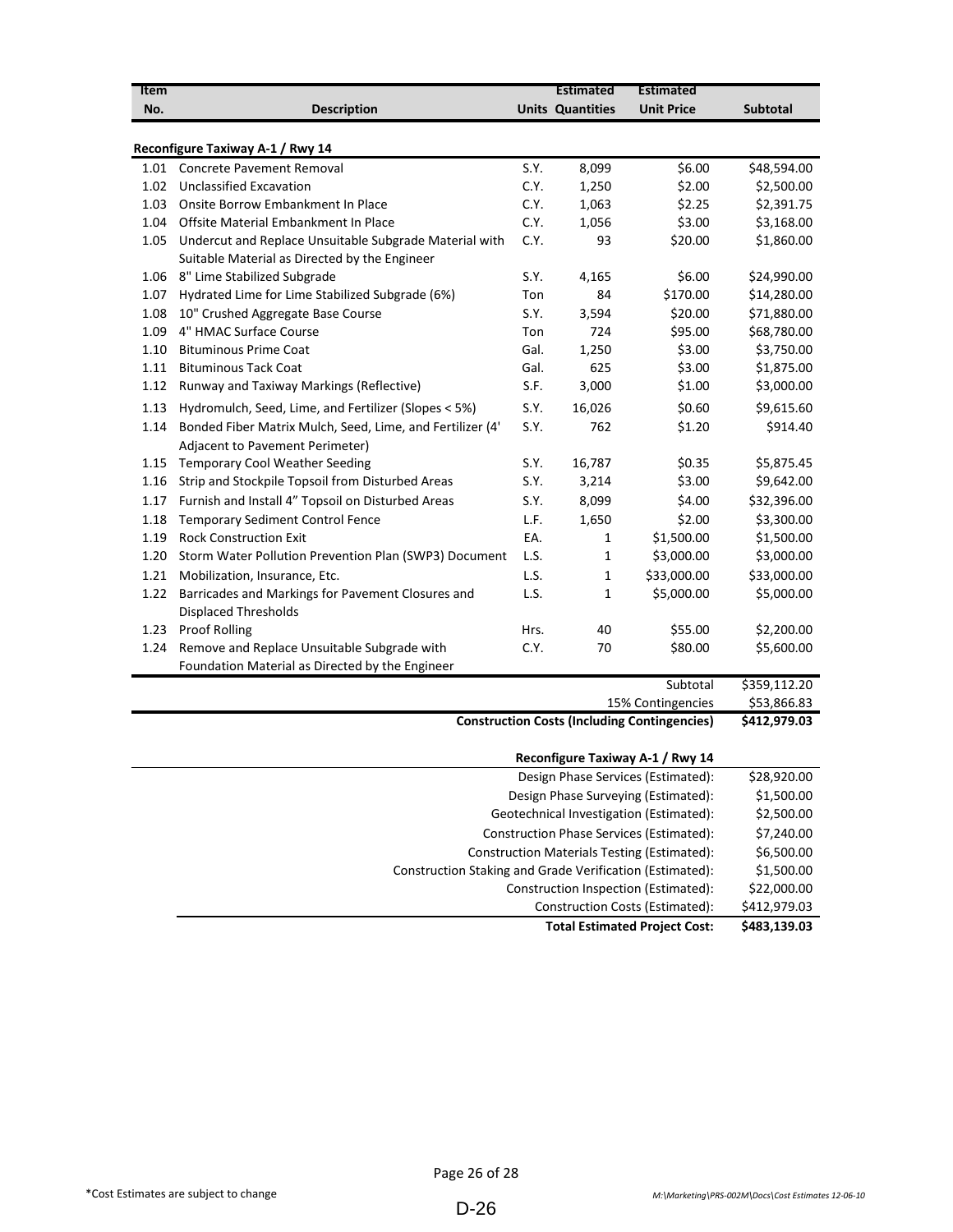| Item No. | Description | Units | Estimated Quantities | Estimated Unit Price | Subtotal |
|---|---|---|---|---|---|
| | **Reconfigure Taxiway A-1 / Rwy 14** | | | | |
| 1.01 | Concrete Pavement Removal | S.Y. | 8,099 | $6.00 | $48,594.00 |
| 1.02 | Unclassified Excavation | C.Y. | 1,250 | $2.00 | $2,500.00 |
| 1.03 | Onsite Borrow Embankment In Place | C.Y. | 1,063 | $2.25 | $2,391.75 |
| 1.04 | Offsite Material Embankment In Place | C.Y. | 1,056 | $3.00 | $3,168.00 |
| 1.05 | Undercut and Replace Unsuitable Subgrade Material with Suitable Material as Directed by the Engineer | C.Y. | 93 | $20.00 | $1,860.00 |
| 1.06 | 8" Lime Stabilized Subgrade | S.Y. | 4,165 | $6.00 | $24,990.00 |
| 1.07 | Hydrated Lime for Lime Stabilized Subgrade (6%) | Ton | 84 | $170.00 | $14,280.00 |
| 1.08 | 10" Crushed Aggregate Base Course | S.Y. | 3,594 | $20.00 | $71,880.00 |
| 1.09 | 4" HMAC Surface Course | Ton | 724 | $95.00 | $68,780.00 |
| 1.10 | Bituminous Prime Coat | Gal. | 1,250 | $3.00 | $3,750.00 |
| 1.11 | Bituminous Tack Coat | Gal. | 625 | $3.00 | $1,875.00 |
| 1.12 | Runway and Taxiway Markings (Reflective) | S.F. | 3,000 | $1.00 | $3,000.00 |
| 1.13 | Hydromulch, Seed, Lime, and Fertilizer (Slopes < 5%) | S.Y. | 16,026 | $0.60 | $9,615.60 |
| 1.14 | Bonded Fiber Matrix Mulch, Seed, Lime, and Fertilizer (4' Adjacent to Pavement Perimeter) | S.Y. | 762 | $1.20 | $914.40 |
| 1.15 | Temporary Cool Weather Seeding | S.Y. | 16,787 | $0.35 | $5,875.45 |
| 1.16 | Strip and Stockpile Topsoil from Disturbed Areas | S.Y. | 3,214 | $3.00 | $9,642.00 |
| 1.17 | Furnish and Install 4" Topsoil on Disturbed Areas | S.Y. | 8,099 | $4.00 | $32,396.00 |
| 1.18 | Temporary Sediment Control Fence | L.F. | 1,650 | $2.00 | $3,300.00 |
| 1.19 | Rock Construction Exit | EA. | 1 | $1,500.00 | $1,500.00 |
| 1.20 | Storm Water Pollution Prevention Plan (SWP3) Document | L.S. | 1 | $3,000.00 | $3,000.00 |
| 1.21 | Mobilization, Insurance, Etc. | L.S. | 1 | $33,000.00 | $33,000.00 |
| 1.22 | Barricades and Markings for Pavement Closures and Displaced Thresholds | L.S. | 1 | $5,000.00 | $5,000.00 |
| 1.23 | Proof Rolling | Hrs. | 40 | $55.00 | $2,200.00 |
| 1.24 | Remove and Replace Unsuitable Subgrade with Foundation Material as Directed by the Engineer | C.Y. | 70 | $80.00 | $5,600.00 |
| | | | | Subtotal | $359,112.20 |
| | | | | 15% Contingencies | $53,866.83 |
| | | | | **Construction Costs (Including Contingencies)** | **$412,979.03** |

| **Reconfigure Taxiway A-1 / Rwy 14** | |
|---|---|
| Design Phase Services (Estimated): | $28,920.00 |
| Design Phase Surveying (Estimated): | $1,500.00 |
| Geotechnical Investigation (Estimated): | $2,500.00 |
| Construction Phase Services (Estimated): | $7,240.00 |
| Construction Materials Testing (Estimated): | $6,500.00 |
| Construction Staking and Grade Verification (Estimated): | $1,500.00 |
| Construction Inspection (Estimated): | $22,000.00 |
| Construction Costs (Estimated): | $412,979.03 |
| **Total Estimated Project Cost:** | **$483,139.03** |

*Cost Estimates are subject to change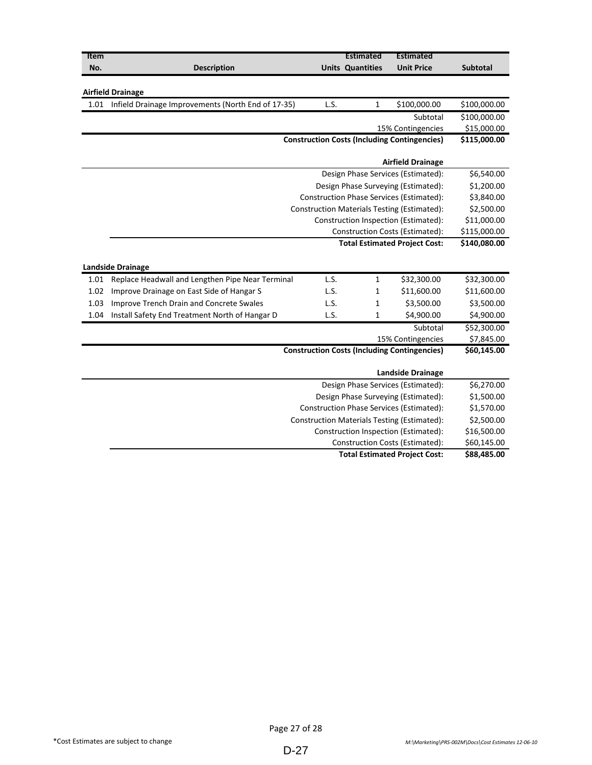| Item No. | Description | Units | Estimated Quantities | Estimated Unit Price | Subtotal |
|---|---|---|---|---|---|
| **Airfield Drainage** | | | | | |
| 1.01 | Infield Drainage Improvements (North End of 17-35) | L.S. | 1 | $100,000.00 | $100,000.00 |
| | | | | Subtotal | $100,000.00 |
| | | | | 15% Contingencies | $15,000.00 |
| | | | | **Construction Costs (Including Contingencies)** | **$115,000.00** |

| | |
|---|---|
| **Airfield Drainage** | |
| Design Phase Services (Estimated): | $6,540.00 |
| Design Phase Surveying (Estimated): | $1,200.00 |
| Construction Phase Services (Estimated): | $3,840.00 |
| Construction Materials Testing (Estimated): | $2,500.00 |
| Construction Inspection (Estimated): | $11,000.00 |
| Construction Costs (Estimated): | $115,000.00 |
| **Total Estimated Project Cost:** | **$140,080.00** |

| Item No. | Description | Units | Estimated Quantities | Estimated Unit Price | Subtotal |
|---|---|---|---|---|---|
| **Landside Drainage** | | | | | |
| 1.01 | Replace Headwall and Lengthen Pipe Near Terminal | L.S. | 1 | $32,300.00 | $32,300.00 |
| 1.02 | Improve Drainage on East Side of Hangar S | L.S. | 1 | $11,600.00 | $11,600.00 |
| 1.03 | Improve Trench Drain and Concrete Swales | L.S. | 1 | $3,500.00 | $3,500.00 |
| 1.04 | Install Safety End Treatment North of Hangar D | L.S. | 1 | $4,900.00 | $4,900.00 |
| | | | | Subtotal | $52,300.00 |
| | | | | 15% Contingencies | $7,845.00 |
| | | | | **Construction Costs (Including Contingencies)** | **$60,145.00** |

| | |
|---|---|
| **Landside Drainage** | |
| Design Phase Services (Estimated): | $6,270.00 |
| Design Phase Surveying (Estimated): | $1,500.00 |
| Construction Phase Services (Estimated): | $1,570.00 |
| Construction Materials Testing (Estimated): | $2,500.00 |
| Construction Inspection (Estimated): | $16,500.00 |
| Construction Costs (Estimated): | $60,145.00 |
| **Total Estimated Project Cost:** | **$88,485.00** |

*Cost Estimates are subject to change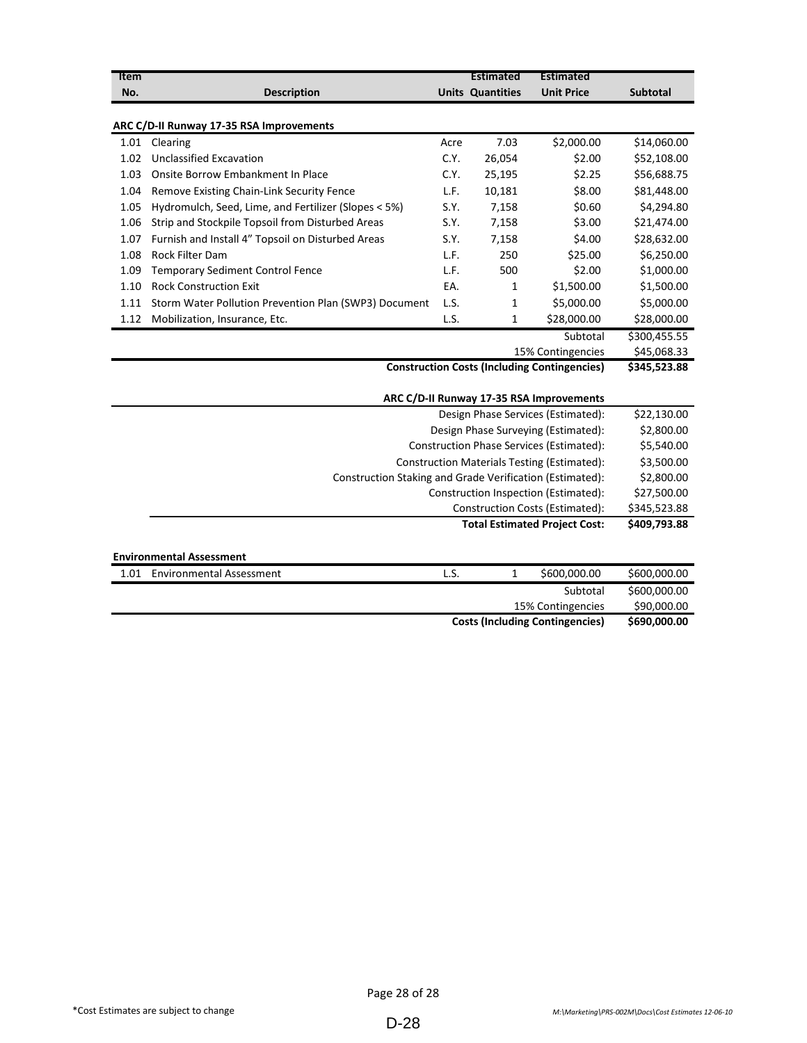| Item No. | Description | Units | Estimated Quantities | Estimated Unit Price | Subtotal |
|---|---|---|---|---|---|
| **ARC C/D-II Runway 17-35 RSA Improvements** | | | | | |
| 1.01 | Clearing | Acre | 7.03 | $2,000.00 | $14,060.00 |
| 1.02 | Unclassified Excavation | C.Y. | 26,054 | $2.00 | $52,108.00 |
| 1.03 | Onsite Borrow Embankment In Place | C.Y. | 25,195 | $2.25 | $56,688.75 |
| 1.04 | Remove Existing Chain-Link Security Fence | L.F. | 10,181 | $8.00 | $81,448.00 |
| 1.05 | Hydromulch, Seed, Lime, and Fertilizer (Slopes < 5%) | S.Y. | 7,158 | $0.60 | $4,294.80 |
| 1.06 | Strip and Stockpile Topsoil from Disturbed Areas | S.Y. | 7,158 | $3.00 | $21,474.00 |
| 1.07 | Furnish and Install 4" Topsoil on Disturbed Areas | S.Y. | 7,158 | $4.00 | $28,632.00 |
| 1.08 | Rock Filter Dam | L.F. | 250 | $25.00 | $6,250.00 |
| 1.09 | Temporary Sediment Control Fence | L.F. | 500 | $2.00 | $1,000.00 |
| 1.10 | Rock Construction Exit | EA. | 1 | $1,500.00 | $1,500.00 |
| 1.11 | Storm Water Pollution Prevention Plan (SWP3) Document | L.S. | 1 | $5,000.00 | $5,000.00 |
| 1.12 | Mobilization, Insurance, Etc. | L.S. | 1 | $28,000.00 | $28,000.00 |
| | | | | Subtotal | $300,455.55 |
| | | | | 15% Contingencies | $45,068.33 |
| | | | | **Construction Costs (Including Contingencies)** | **$345,523.88** |

| ARC C/D-II Runway 17-35 RSA Improvements | |
|---|---|
| Design Phase Services (Estimated): | $22,130.00 |
| Design Phase Surveying (Estimated): | $2,800.00 |
| Construction Phase Services (Estimated): | $5,540.00 |
| Construction Materials Testing (Estimated): | $3,500.00 |
| Construction Staking and Grade Verification (Estimated): | $2,800.00 |
| Construction Inspection (Estimated): | $27,500.00 |
| Construction Costs (Estimated): | $345,523.88 |
| **Total Estimated Project Cost:** | **$409,793.88** |

| Item No. | Description | Units | Estimated Quantities | Estimated Unit Price | Subtotal |
|---|---|---|---|---|---|
| **Environmental Assessment** | | | | | |
| 1.01 | Environmental Assessment | L.S. | 1 | $600,000.00 | $600,000.00 |
| | | | | Subtotal | $600,000.00 |
| | | | | 15% Contingencies | $90,000.00 |
| | | | | **Costs (Including Contingencies)** | **$690,000.00** |

*Cost Estimates are subject to change

M:\Marketing\PRS-002M\Docs\Cost Estimates 12-06-10

D-28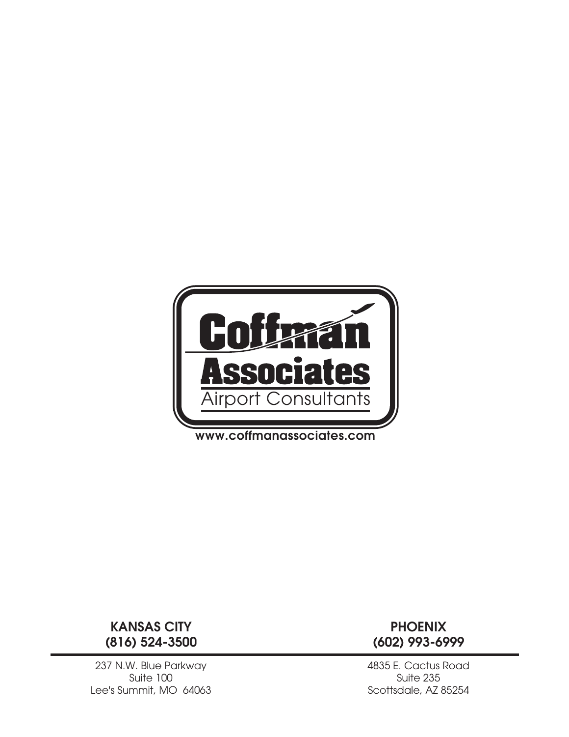**Coffman Associates**

Airport Consultants

www.coffmanassociates.com

**KANSAS CITY**
**(816) 524-3500**

237 N.W. Blue Parkway
Suite 100
Lee's Summit, MO 64063

**PHOENIX**
**(602) 993-6999**

4835 E. Cactus Road
Suite 235
Scottsdale, AZ 85254